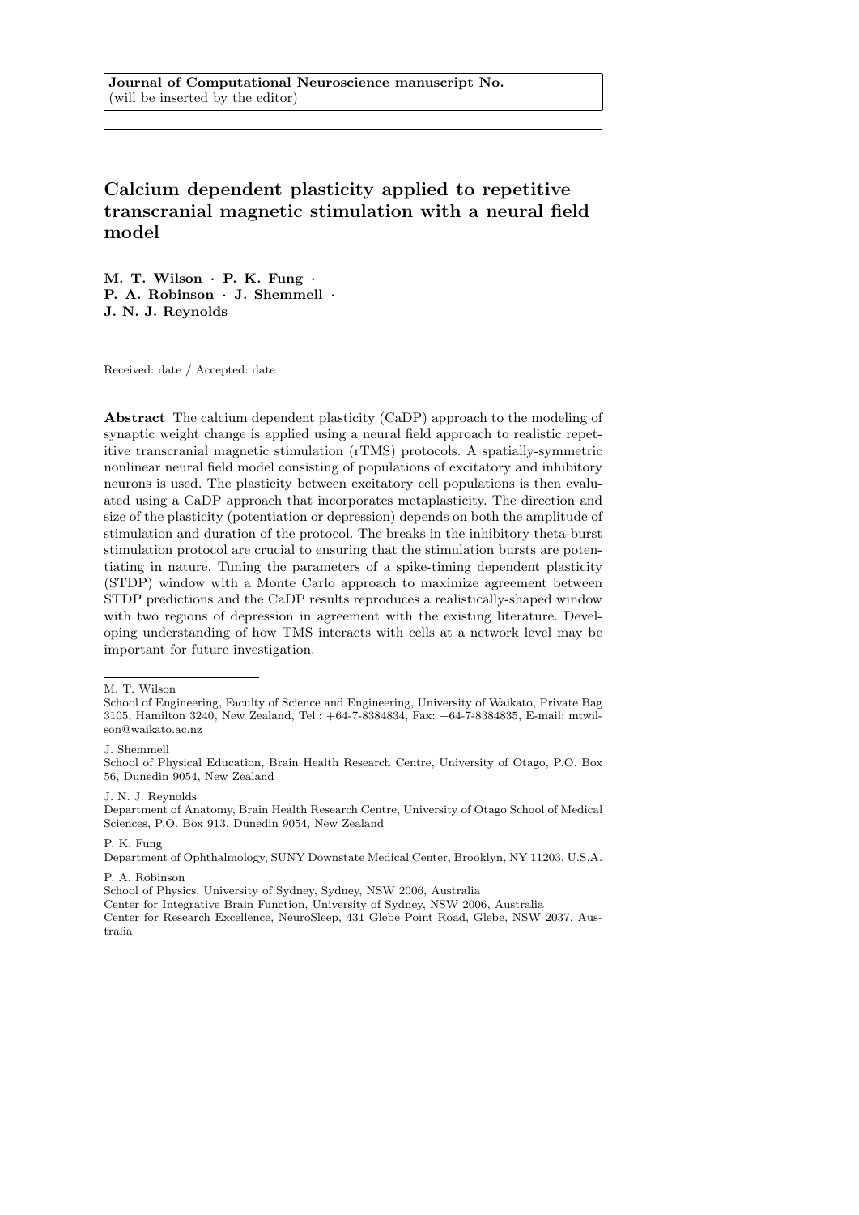**Journal of Computational Neuroscience manuscript No.**
(will be inserted by the editor)

# Calcium dependent plasticity applied to repetitive transcranial magnetic stimulation with a neural field model

**M. T. Wilson · P. K. Fung · P. A. Robinson · J. Shemmell · J. N. J. Reynolds**

Received: date / Accepted: date

**Abstract** The calcium dependent plasticity (CaDP) approach to the modeling of synaptic weight change is applied using a neural field approach to realistic repetitive transcranial magnetic stimulation (rTMS) protocols. A spatially-symmetric nonlinear neural field model consisting of populations of excitatory and inhibitory neurons is used. The plasticity between excitatory cell populations is then evaluated using a CaDP approach that incorporates metaplasticity. The direction and size of the plasticity (potentiation or depression) depends on both the amplitude of stimulation and duration of the protocol. The breaks in the inhibitory theta-burst stimulation protocol are crucial to ensuring that the stimulation bursts are potentiating in nature. Tuning the parameters of a spike-timing dependent plasticity (STDP) window with a Monte Carlo approach to maximize agreement between STDP predictions and the CaDP results reproduces a realistically-shaped window with two regions of depression in agreement with the existing literature. Developing understanding of how TMS interacts with cells at a network level may be important for future investigation.

---

M. T. Wilson
School of Engineering, Faculty of Science and Engineering, University of Waikato, Private Bag 3105, Hamilton 3240, New Zealand, Tel.: +64-7-8384834, Fax: +64-7-8384835, E-mail: mtwilson@waikato.ac.nz

J. Shemmell
School of Physical Education, Brain Health Research Centre, University of Otago, P.O. Box 56, Dunedin 9054, New Zealand

J. N. J. Reynolds
Department of Anatomy, Brain Health Research Centre, University of Otago School of Medical Sciences, P.O. Box 913, Dunedin 9054, New Zealand

P. K. Fung
Department of Ophthalmology, SUNY Downstate Medical Center, Brooklyn, NY 11203, U.S.A.

P. A. Robinson
School of Physics, University of Sydney, Sydney, NSW 2006, Australia
Center for Integrative Brain Function, University of Sydney, NSW 2006, Australia
Center for Research Excellence, NeuroSleep, 431 Glebe Point Road, Glebe, NSW 2037, Australia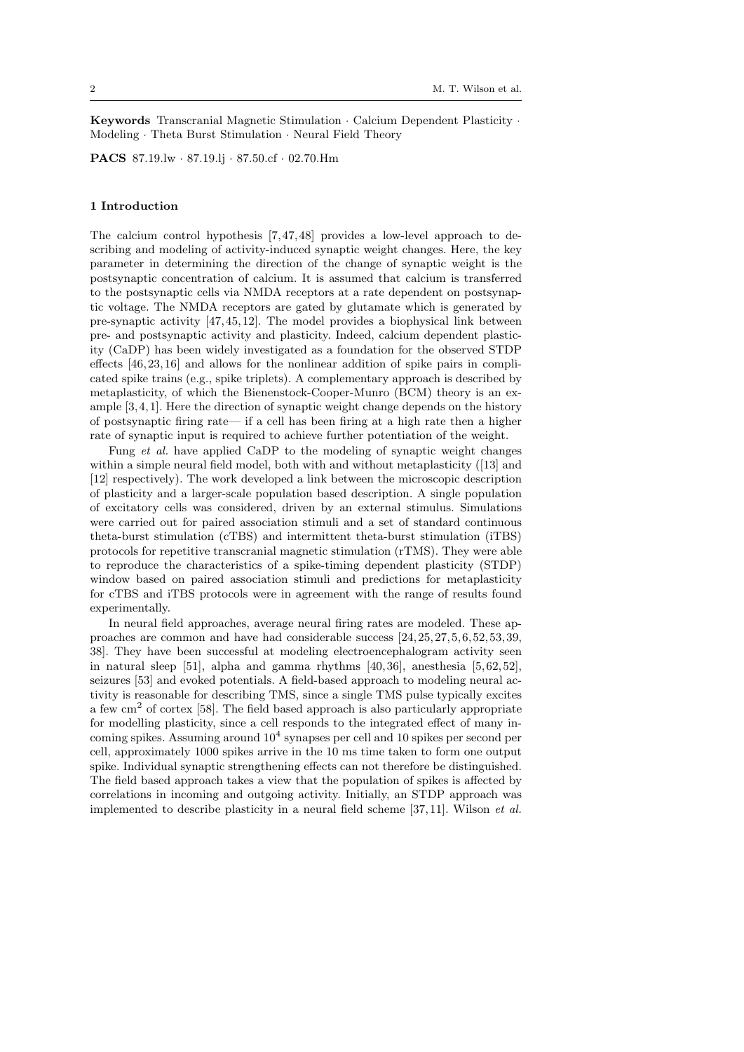**Keywords** Transcranial Magnetic Stimulation · Calcium Dependent Plasticity · Modeling · Theta Burst Stimulation · Neural Field Theory

**PACS** 87.19.lw · 87.19.lj · 87.50.cf · 02.70.Hm

## 1 Introduction

The calcium control hypothesis [7,47,48] provides a low-level approach to describing and modeling of activity-induced synaptic weight changes. Here, the key parameter in determining the direction of the change of synaptic weight is the postsynaptic concentration of calcium. It is assumed that calcium is transferred to the postsynaptic cells via NMDA receptors at a rate dependent on postsynaptic voltage. The NMDA receptors are gated by glutamate which is generated by pre-synaptic activity [47,45,12]. The model provides a biophysical link between pre- and postsynaptic activity and plasticity. Indeed, calcium dependent plasticity (CaDP) has been widely investigated as a foundation for the observed STDP effects [46,23,16] and allows for the nonlinear addition of spike pairs in complicated spike trains (e.g., spike triplets). A complementary approach is described by metaplasticity, of which the Bienenstock-Cooper-Munro (BCM) theory is an example [3,4,1]. Here the direction of synaptic weight change depends on the history of postsynaptic firing rate— if a cell has been firing at a high rate then a higher rate of synaptic input is required to achieve further potentiation of the weight.

Fung *et al.* have applied CaDP to the modeling of synaptic weight changes within a simple neural field model, both with and without metaplasticity ([13] and [12] respectively). The work developed a link between the microscopic description of plasticity and a larger-scale population based description. A single population of excitatory cells was considered, driven by an external stimulus. Simulations were carried out for paired association stimuli and a set of standard continuous theta-burst stimulation (cTBS) and intermittent theta-burst stimulation (iTBS) protocols for repetitive transcranial magnetic stimulation (rTMS). They were able to reproduce the characteristics of a spike-timing dependent plasticity (STDP) window based on paired association stimuli and predictions for metaplasticity for cTBS and iTBS protocols were in agreement with the range of results found experimentally.

In neural field approaches, average neural firing rates are modeled. These approaches are common and have had considerable success [24,25,27,5,6,52,53,39,38]. They have been successful at modeling electroencephalogram activity seen in natural sleep [51], alpha and gamma rhythms [40,36], anesthesia [5,62,52], seizures [53] and evoked potentials. A field-based approach to modeling neural activity is reasonable for describing TMS, since a single TMS pulse typically excites a few $\mathrm{cm}^2$ of cortex [58]. The field based approach is also particularly appropriate for modelling plasticity, since a cell responds to the integrated effect of many incoming spikes. Assuming around $10^4$ synapses per cell and 10 spikes per second per cell, approximately 1000 spikes arrive in the 10 ms time taken to form one output spike. Individual synaptic strengthening effects can not therefore be distinguished. The field based approach takes a view that the population of spikes is affected by correlations in incoming and outgoing activity. Initially, an STDP approach was implemented to describe plasticity in a neural field scheme [37,11]. Wilson *et al.*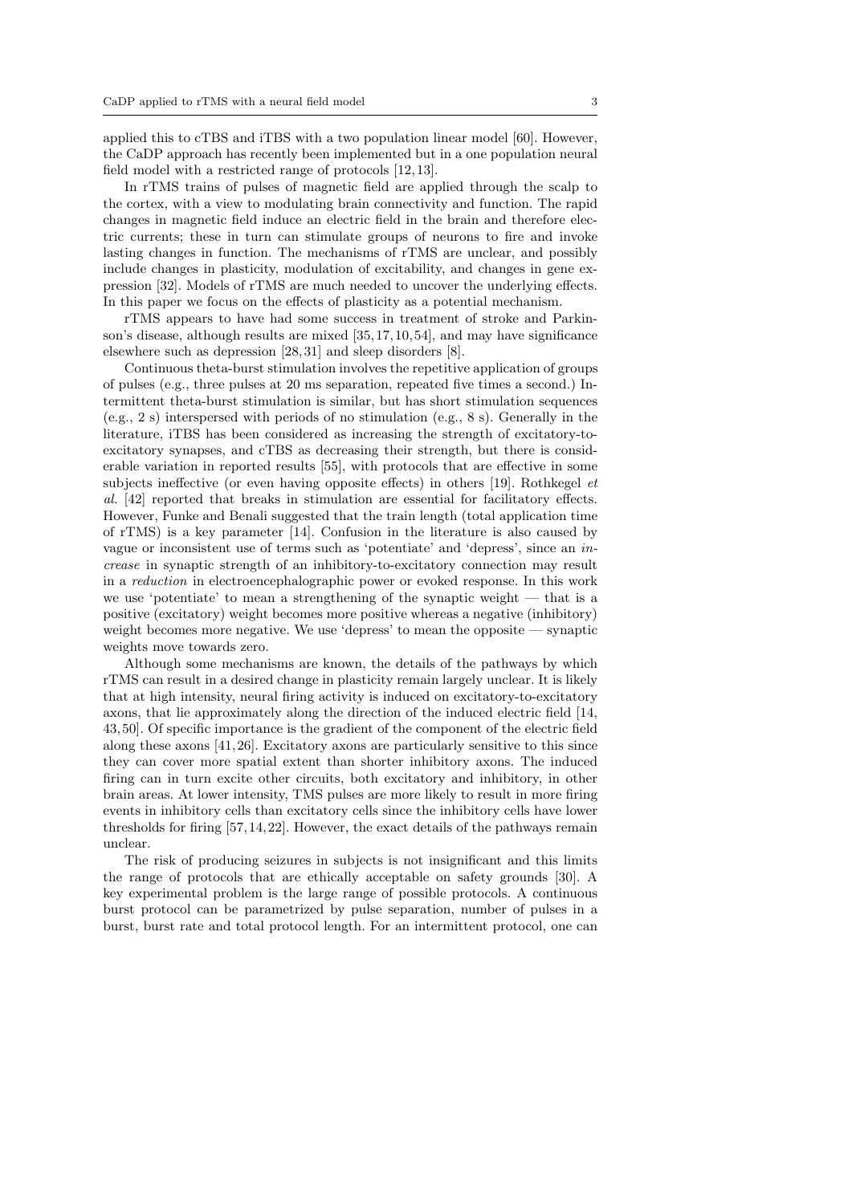applied this to cTBS and iTBS with a two population linear model [60]. However, the CaDP approach has recently been implemented but in a one population neural field model with a restricted range of protocols [12,13].

In rTMS trains of pulses of magnetic field are applied through the scalp to the cortex, with a view to modulating brain connectivity and function. The rapid changes in magnetic field induce an electric field in the brain and therefore electric currents; these in turn can stimulate groups of neurons to fire and invoke lasting changes in function. The mechanisms of rTMS are unclear, and possibly include changes in plasticity, modulation of excitability, and changes in gene expression [32]. Models of rTMS are much needed to uncover the underlying effects. In this paper we focus on the effects of plasticity as a potential mechanism.

rTMS appears to have had some success in treatment of stroke and Parkinson's disease, although results are mixed [35,17,10,54], and may have significance elsewhere such as depression [28,31] and sleep disorders [8].

Continuous theta-burst stimulation involves the repetitive application of groups of pulses (e.g., three pulses at 20 ms separation, repeated five times a second.) Intermittent theta-burst stimulation is similar, but has short stimulation sequences (e.g., 2 s) interspersed with periods of no stimulation (e.g., 8 s). Generally in the literature, iTBS has been considered as increasing the strength of excitatory-to-excitatory synapses, and cTBS as decreasing their strength, but there is considerable variation in reported results [55], with protocols that are effective in some subjects ineffective (or even having opposite effects) in others [19]. Rothkegel *et al.* [42] reported that breaks in stimulation are essential for facilitatory effects. However, Funke and Benali suggested that the train length (total application time of rTMS) is a key parameter [14]. Confusion in the literature is also caused by vague or inconsistent use of terms such as 'potentiate' and 'depress', since an *increase* in synaptic strength of an inhibitory-to-excitatory connection may result in a *reduction* in electroencephalographic power or evoked response. In this work we use 'potentiate' to mean a strengthening of the synaptic weight — that is a positive (excitatory) weight becomes more positive whereas a negative (inhibitory) weight becomes more negative. We use 'depress' to mean the opposite — synaptic weights move towards zero.

Although some mechanisms are known, the details of the pathways by which rTMS can result in a desired change in plasticity remain largely unclear. It is likely that at high intensity, neural firing activity is induced on excitatory-to-excitatory axons, that lie approximately along the direction of the induced electric field [14, 43,50]. Of specific importance is the gradient of the component of the electric field along these axons [41,26]. Excitatory axons are particularly sensitive to this since they can cover more spatial extent than shorter inhibitory axons. The induced firing can in turn excite other circuits, both excitatory and inhibitory, in other brain areas. At lower intensity, TMS pulses are more likely to result in more firing events in inhibitory cells than excitatory cells since the inhibitory cells have lower thresholds for firing [57,14,22]. However, the exact details of the pathways remain unclear.

The risk of producing seizures in subjects is not insignificant and this limits the range of protocols that are ethically acceptable on safety grounds [30]. A key experimental problem is the large range of possible protocols. A continuous burst protocol can be parametrized by pulse separation, number of pulses in a burst, burst rate and total protocol length. For an intermittent protocol, one can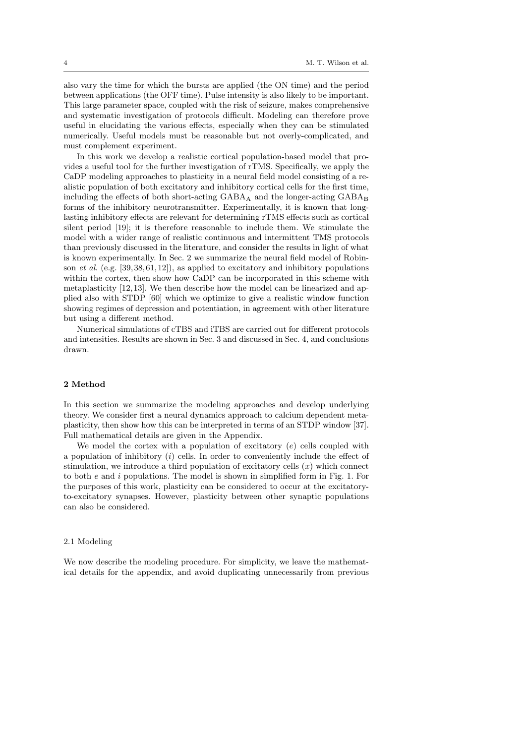also vary the time for which the bursts are applied (the ON time) and the period between applications (the OFF time). Pulse intensity is also likely to be important. This large parameter space, coupled with the risk of seizure, makes comprehensive and systematic investigation of protocols difficult. Modeling can therefore prove useful in elucidating the various effects, especially when they can be stimulated numerically. Useful models must be reasonable but not overly-complicated, and must complement experiment.

In this work we develop a realistic cortical population-based model that provides a useful tool for the further investigation of rTMS. Specifically, we apply the CaDP modeling approaches to plasticity in a neural field model consisting of a realistic population of both excitatory and inhibitory cortical cells for the first time, including the effects of both short-acting $\mathrm{GABA_A}$ and the longer-acting $\mathrm{GABA_B}$ forms of the inhibitory neurotransmitter. Experimentally, it is known that long-lasting inhibitory effects are relevant for determining rTMS effects such as cortical silent period [19]; it is therefore reasonable to include them. We stimulate the model with a wider range of realistic continuous and intermittent TMS protocols than previously discussed in the literature, and consider the results in light of what is known experimentally. In Sec. 2 we summarize the neural field model of Robinson *et al.* (e.g. [39,38,61,12]), as applied to excitatory and inhibitory populations within the cortex, then show how CaDP can be incorporated in this scheme with metaplasticity [12,13]. We then describe how the model can be linearized and applied also with STDP [60] which we optimize to give a realistic window function showing regimes of depression and potentiation, in agreement with other literature but using a different method.

Numerical simulations of cTBS and iTBS are carried out for different protocols and intensities. Results are shown in Sec. 3 and discussed in Sec. 4, and conclusions drawn.

## 2 Method

In this section we summarize the modeling approaches and develop underlying theory. We consider first a neural dynamics approach to calcium dependent metaplasticity, then show how this can be interpreted in terms of an STDP window [37]. Full mathematical details are given in the Appendix.

We model the cortex with a population of excitatory ($e$) cells coupled with a population of inhibitory ($i$) cells. In order to conveniently include the effect of stimulation, we introduce a third population of excitatory cells ($x$) which connect to both $e$ and $i$ populations. The model is shown in simplified form in Fig. 1. For the purposes of this work, plasticity can be considered to occur at the excitatory-to-excitatory synapses. However, plasticity between other synaptic populations can also be considered.

### 2.1 Modeling

We now describe the modeling procedure. For simplicity, we leave the mathematical details for the appendix, and avoid duplicating unnecessarily from previous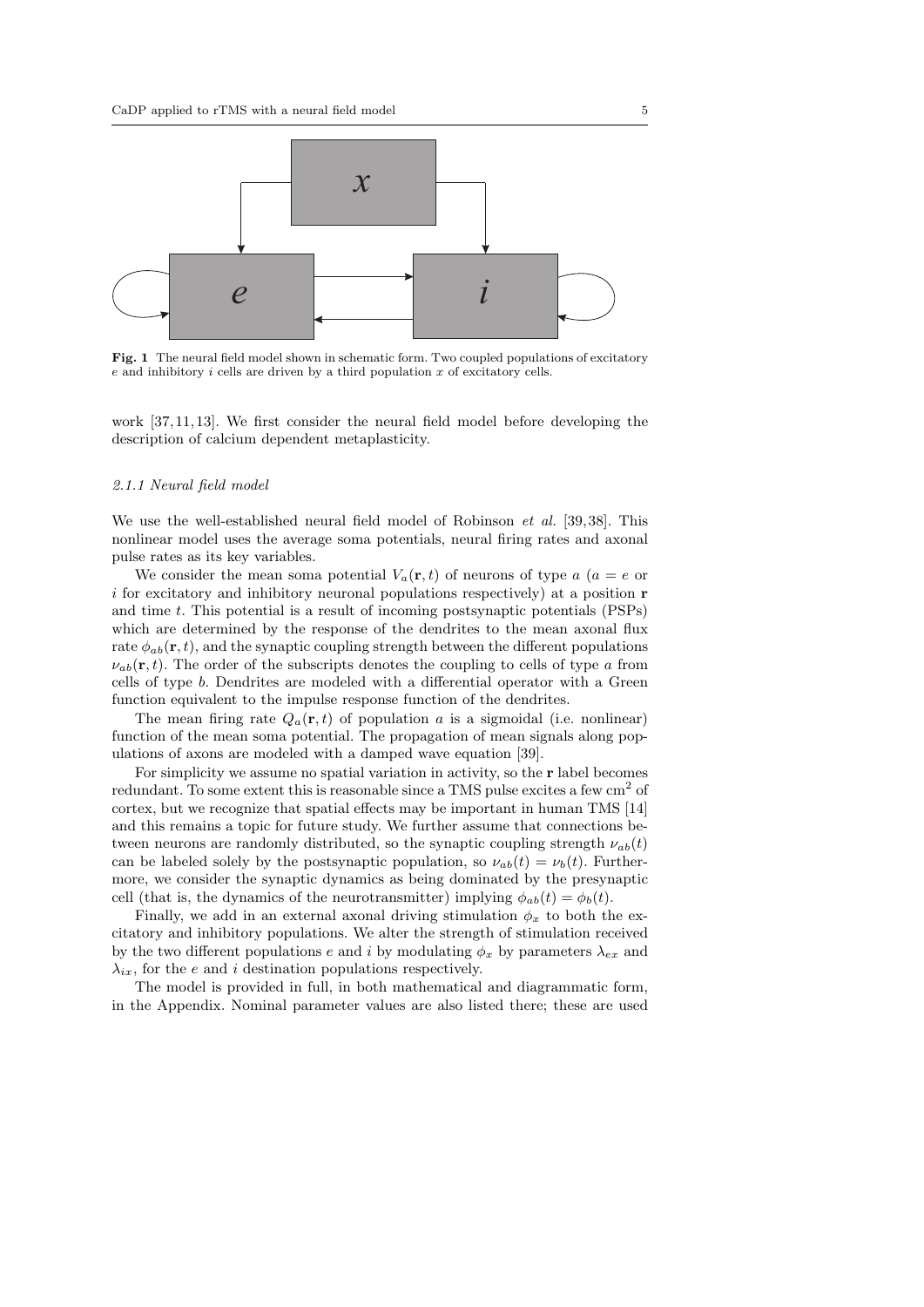**Fig. 1** The neural field model shown in schematic form. Two coupled populations of excitatory $e$ and inhibitory $i$ cells are driven by a third population $x$ of excitatory cells.

work [37, 11, 13]. We first consider the neural field model before developing the description of calcium dependent metaplasticity.

#### 2.1.1 Neural field model

We use the well-established neural field model of Robinson *et al.* [39, 38]. This nonlinear model uses the average soma potentials, neural firing rates and axonal pulse rates as its key variables.

We consider the mean soma potential $V_a(\mathbf{r}, t)$ of neurons of type $a$ ($a = e$ or $i$ for excitatory and inhibitory neuronal populations respectively) at a position $\mathbf{r}$ and time $t$. This potential is a result of incoming postsynaptic potentials (PSPs) which are determined by the response of the dendrites to the mean axonal flux rate $\phi_{ab}(\mathbf{r}, t)$, and the synaptic coupling strength between the different populations $\nu_{ab}(\mathbf{r}, t)$. The order of the subscripts denotes the coupling to cells of type $a$ from cells of type $b$. Dendrites are modeled with a differential operator with a Green function equivalent to the impulse response function of the dendrites.

The mean firing rate $Q_a(\mathbf{r}, t)$ of population $a$ is a sigmoidal (i.e. nonlinear) function of the mean soma potential. The propagation of mean signals along populations of axons are modeled with a damped wave equation [39].

For simplicity we assume no spatial variation in activity, so the $\mathbf{r}$ label becomes redundant. To some extent this is reasonable since a TMS pulse excites a few $\text{cm}^2$ of cortex, but we recognize that spatial effects may be important in human TMS [14] and this remains a topic for future study. We further assume that connections between neurons are randomly distributed, so the synaptic coupling strength $\nu_{ab}(t)$ can be labeled solely by the postsynaptic population, so $\nu_{ab}(t) = \nu_b(t)$. Furthermore, we consider the synaptic dynamics as being dominated by the presynaptic cell (that is, the dynamics of the neurotransmitter) implying $\phi_{ab}(t) = \phi_b(t)$.

Finally, we add in an external axonal driving stimulation $\phi_x$ to both the excitatory and inhibitory populations. We alter the strength of stimulation received by the two different populations $e$ and $i$ by modulating $\phi_x$ by parameters $\lambda_{ex}$ and $\lambda_{ix}$, for the $e$ and $i$ destination populations respectively.

The model is provided in full, in both mathematical and diagrammatic form, in the Appendix. Nominal parameter values are also listed there; these are used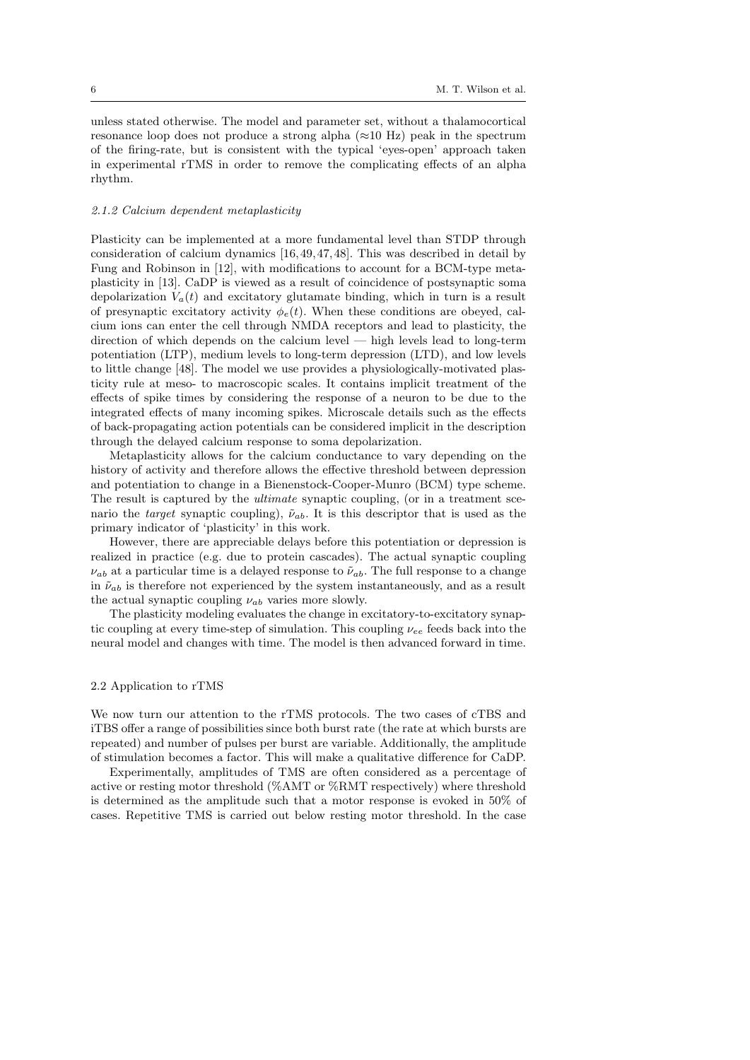unless stated otherwise. The model and parameter set, without a thalamocortical resonance loop does not produce a strong alpha ($\approx$10 Hz) peak in the spectrum of the firing-rate, but is consistent with the typical 'eyes-open' approach taken in experimental rTMS in order to remove the complicating effects of an alpha rhythm.

#### *2.1.2 Calcium dependent metaplasticity*

Plasticity can be implemented at a more fundamental level than STDP through consideration of calcium dynamics [16, 49, 47, 48]. This was described in detail by Fung and Robinson in [12], with modifications to account for a BCM-type metaplasticity in [13]. CaDP is viewed as a result of coincidence of postsynaptic soma depolarization $V_a(t)$ and excitatory glutamate binding, which in turn is a result of presynaptic excitatory activity $\phi_e(t)$. When these conditions are obeyed, calcium ions can enter the cell through NMDA receptors and lead to plasticity, the direction of which depends on the calcium level — high levels lead to long-term potentiation (LTP), medium levels to long-term depression (LTD), and low levels to little change [48]. The model we use provides a physiologically-motivated plasticity rule at meso- to macroscopic scales. It contains implicit treatment of the effects of spike times by considering the response of a neuron to be due to the integrated effects of many incoming spikes. Microscale details such as the effects of back-propagating action potentials can be considered implicit in the description through the delayed calcium response to soma depolarization.

Metaplasticity allows for the calcium conductance to vary depending on the history of activity and therefore allows the effective threshold between depression and potentiation to change in a Bienenstock-Cooper-Munro (BCM) type scheme. The result is captured by the *ultimate* synaptic coupling, (or in a treatment scenario the *target* synaptic coupling), $\tilde{\nu}_{ab}$. It is this descriptor that is used as the primary indicator of 'plasticity' in this work.

However, there are appreciable delays before this potentiation or depression is realized in practice (e.g. due to protein cascades). The actual synaptic coupling $\nu_{ab}$ at a particular time is a delayed response to $\tilde{\nu}_{ab}$. The full response to a change in $\tilde{\nu}_{ab}$ is therefore not experienced by the system instantaneously, and as a result the actual synaptic coupling $\nu_{ab}$ varies more slowly.

The plasticity modeling evaluates the change in excitatory-to-excitatory synaptic coupling at every time-step of simulation. This coupling $\nu_{ee}$ feeds back into the neural model and changes with time. The model is then advanced forward in time.

### 2.2 Application to rTMS

We now turn our attention to the rTMS protocols. The two cases of cTBS and iTBS offer a range of possibilities since both burst rate (the rate at which bursts are repeated) and number of pulses per burst are variable. Additionally, the amplitude of stimulation becomes a factor. This will make a qualitative difference for CaDP.

Experimentally, amplitudes of TMS are often considered as a percentage of active or resting motor threshold (%AMT or %RMT respectively) where threshold is determined as the amplitude such that a motor response is evoked in 50% of cases. Repetitive TMS is carried out below resting motor threshold. In the case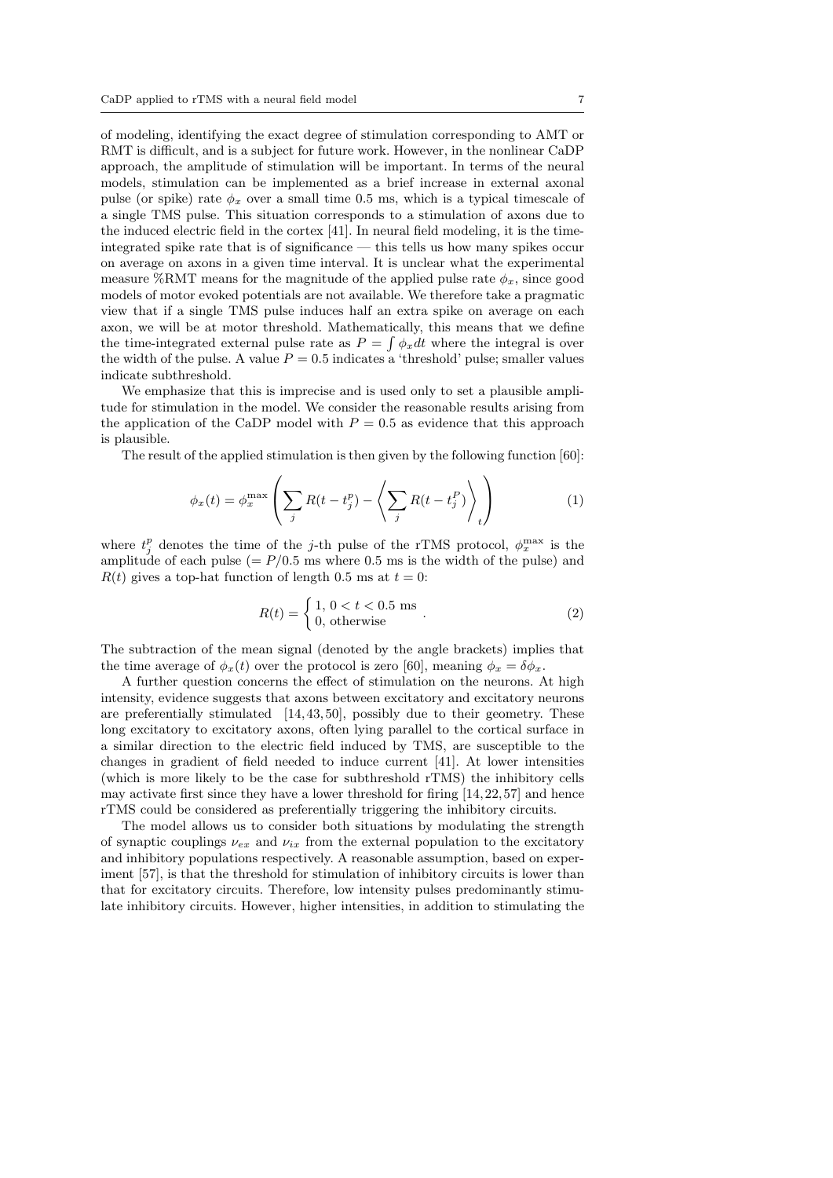of modeling, identifying the exact degree of stimulation corresponding to AMT or RMT is difficult, and is a subject for future work. However, in the nonlinear CaDP approach, the amplitude of stimulation will be important. In terms of the neural models, stimulation can be implemented as a brief increase in external axonal pulse (or spike) rate $\phi_x$ over a small time 0.5 ms, which is a typical timescale of a single TMS pulse. This situation corresponds to a stimulation of axons due to the induced electric field in the cortex [41]. In neural field modeling, it is the time-integrated spike rate that is of significance — this tells us how many spikes occur on average on axons in a given time interval. It is unclear what the experimental measure %RMT means for the magnitude of the applied pulse rate $\phi_x$, since good models of motor evoked potentials are not available. We therefore take a pragmatic view that if a single TMS pulse induces half an extra spike on average on each axon, we will be at motor threshold. Mathematically, this means that we define the time-integrated external pulse rate as $P = \int \phi_x dt$ where the integral is over the width of the pulse. A value $P = 0.5$ indicates a 'threshold' pulse; smaller values indicate subthreshold.

We emphasize that this is imprecise and is used only to set a plausible amplitude for stimulation in the model. We consider the reasonable results arising from the application of the CaDP model with $P = 0.5$ as evidence that this approach is plausible.

The result of the applied stimulation is then given by the following function [60]:

$$\phi_x(t) = \phi_x^{\max} \left( \sum_j R(t - t_j^p) - \left\langle \sum_j R(t - t_j^P) \right\rangle_t \right) \tag{1}$$

where $t_j^p$ denotes the time of the $j$-th pulse of the rTMS protocol, $\phi_x^{\max}$ is the amplitude of each pulse ($= P/0.5$ ms where 0.5 ms is the width of the pulse) and $R(t)$ gives a top-hat function of length 0.5 ms at $t = 0$:

$$R(t) = \begin{cases} 1, \ 0 < t < 0.5 \text{ ms} \\ 0, \ \text{otherwise} \end{cases} . \tag{2}$$

The subtraction of the mean signal (denoted by the angle brackets) implies that the time average of $\phi_x(t)$ over the protocol is zero [60], meaning $\phi_x = \delta\phi_x$.

A further question concerns the effect of stimulation on the neurons. At high intensity, evidence suggests that axons between excitatory and excitatory neurons are preferentially stimulated [14, 43, 50], possibly due to their geometry. These long excitatory to excitatory axons, often lying parallel to the cortical surface in a similar direction to the electric field induced by TMS, are susceptible to the changes in gradient of field needed to induce current [41]. At lower intensities (which is more likely to be the case for subthreshold rTMS) the inhibitory cells may activate first since they have a lower threshold for firing [14, 22, 57] and hence rTMS could be considered as preferentially triggering the inhibitory circuits.

The model allows us to consider both situations by modulating the strength of synaptic couplings $\nu_{ex}$ and $\nu_{ix}$ from the external population to the excitatory and inhibitory populations respectively. A reasonable assumption, based on experiment [57], is that the threshold for stimulation of inhibitory circuits is lower than that for excitatory circuits. Therefore, low intensity pulses predominantly stimulate inhibitory circuits. However, higher intensities, in addition to stimulating the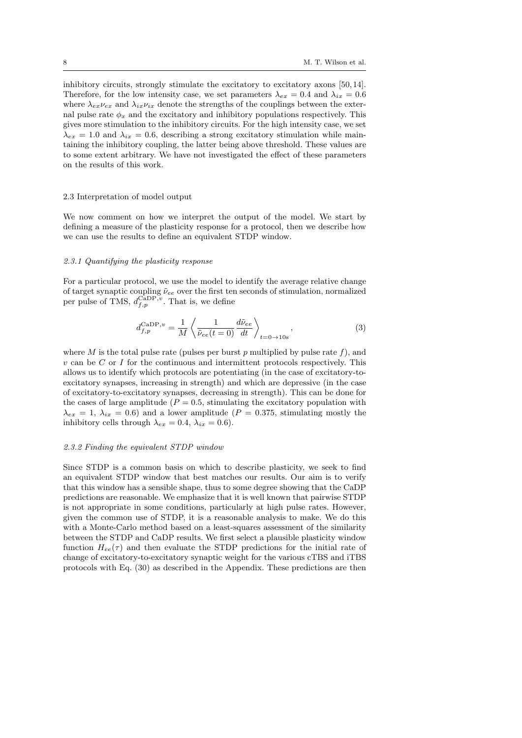inhibitory circuits, strongly stimulate the excitatory to excitatory axons [50,14]. Therefore, for the low intensity case, we set parameters $\lambda_{ex} = 0.4$ and $\lambda_{ix} = 0.6$ where $\lambda_{ex}\nu_{ex}$ and $\lambda_{ix}\nu_{ix}$ denote the strengths of the couplings between the external pulse rate $\phi_x$ and the excitatory and inhibitory populations respectively. This gives more stimulation to the inhibitory circuits. For the high intensity case, we set $\lambda_{ex} = 1.0$ and $\lambda_{ix} = 0.6$, describing a strong excitatory stimulation while maintaining the inhibitory coupling, the latter being above threshold. These values are to some extent arbitrary. We have not investigated the effect of these parameters on the results of this work.

### 2.3 Interpretation of model output

We now comment on how we interpret the output of the model. We start by defining a measure of the plasticity response for a protocol, then we describe how we can use the results to define an equivalent STDP window.

#### *2.3.1 Quantifying the plasticity response*

For a particular protocol, we use the model to identify the average relative change of target synaptic coupling $\tilde{\nu}_{ee}$ over the first ten seconds of stimulation, normalized per pulse of TMS, $d_{f,p}^{\mathrm{CaDP},v}$. That is, we define

$$d_{f,p}^{\mathrm{CaDP},v} = \frac{1}{M}\left\langle \frac{1}{\tilde{\nu}_{ee}(t=0)}\frac{d\tilde{\nu}_{ee}}{dt}\right\rangle_{t=0\rightarrow 10\mathrm{s}}, \tag{3}$$

where $M$ is the total pulse rate (pulses per burst $p$ multiplied by pulse rate $f$), and $v$ can be $C$ or $I$ for the continuous and intermittent protocols respectively. This allows us to identify which protocols are potentiating (in the case of excitatory-to-excitatory synapses, increasing in strength) and which are depressive (in the case of excitatory-to-excitatory synapses, decreasing in strength). This can be done for the cases of large amplitude ($P = 0.5$, stimulating the excitatory population with $\lambda_{ex} = 1$, $\lambda_{ix} = 0.6$) and a lower amplitude ($P = 0.375$, stimulating mostly the inhibitory cells through $\lambda_{ex} = 0.4$, $\lambda_{ix} = 0.6$).

#### *2.3.2 Finding the equivalent STDP window*

Since STDP is a common basis on which to describe plasticity, we seek to find an equivalent STDP window that best matches our results. Our aim is to verify that this window has a sensible shape, thus to some degree showing that the CaDP predictions are reasonable. We emphasize that it is well known that pairwise STDP is not appropriate in some conditions, particularly at high pulse rates. However, given the common use of STDP, it is a reasonable analysis to make. We do this with a Monte-Carlo method based on a least-squares assessment of the similarity between the STDP and CaDP results. We first select a plausible plasticity window function $H_{ee}(\tau)$ and then evaluate the STDP predictions for the initial rate of change of excitatory-to-excitatory synaptic weight for the various cTBS and iTBS protocols with Eq. (30) as described in the Appendix. These predictions are then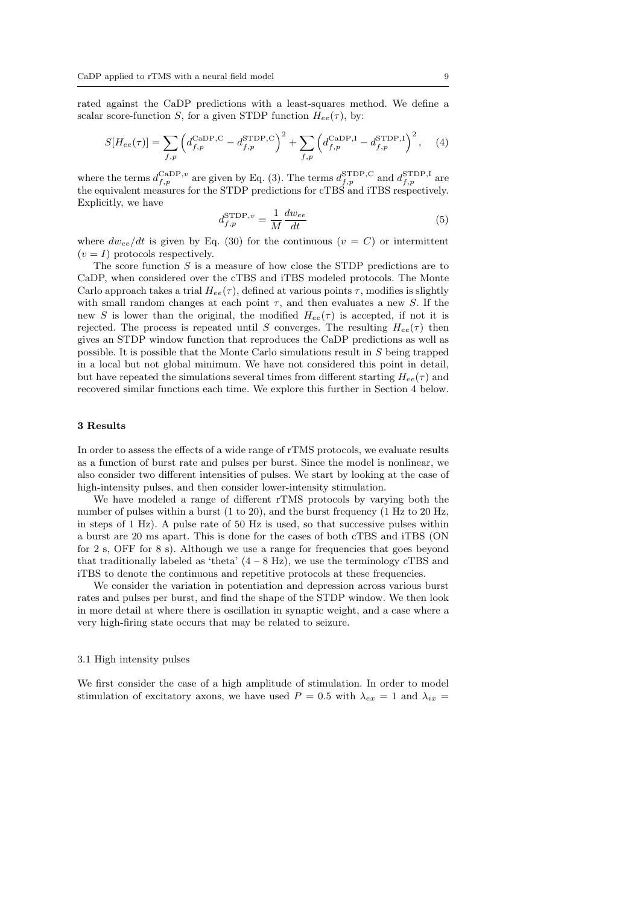rated against the CaDP predictions with a least-squares method. We define a scalar score-function $S$, for a given STDP function $H_{ee}(\tau)$, by:

$$S[H_{ee}(\tau)] = \sum_{f,p} \left( d_{f,p}^{\mathrm{CaDP,C}} - d_{f,p}^{\mathrm{STDP,C}} \right)^2 + \sum_{f,p} \left( d_{f,p}^{\mathrm{CaDP,I}} - d_{f,p}^{\mathrm{STDP,I}} \right)^2, \quad (4)$$

where the terms $d_{f,p}^{\mathrm{CaDP},v}$ are given by Eq. (3). The terms $d_{f,p}^{\mathrm{STDP,C}}$ and $d_{f,p}^{\mathrm{STDP,I}}$ are the equivalent measures for the STDP predictions for cTBS and iTBS respectively. Explicitly, we have

$$d_{f,p}^{\mathrm{STDP},v} = \frac{1}{M} \frac{dw_{ee}}{dt} \quad (5)$$

where $dw_{ee}/dt$ is given by Eq. (30) for the continuous ($v = C$) or intermittent ($v = I$) protocols respectively.

The score function $S$ is a measure of how close the STDP predictions are to CaDP, when considered over the cTBS and iTBS modeled protocols. The Monte Carlo approach takes a trial $H_{ee}(\tau)$, defined at various points $\tau$, modifies is slightly with small random changes at each point $\tau$, and then evaluates a new $S$. If the new $S$ is lower than the original, the modified $H_{ee}(\tau)$ is accepted, if not it is rejected. The process is repeated until $S$ converges. The resulting $H_{ee}(\tau)$ then gives an STDP window function that reproduces the CaDP predictions as well as possible. It is possible that the Monte Carlo simulations result in $S$ being trapped in a local but not global minimum. We have not considered this point in detail, but have repeated the simulations several times from different starting $H_{ee}(\tau)$ and recovered similar functions each time. We explore this further in Section 4 below.

## 3 Results

In order to assess the effects of a wide range of rTMS protocols, we evaluate results as a function of burst rate and pulses per burst. Since the model is nonlinear, we also consider two different intensities of pulses. We start by looking at the case of high-intensity pulses, and then consider lower-intensity stimulation.

We have modeled a range of different rTMS protocols by varying both the number of pulses within a burst (1 to 20), and the burst frequency (1 Hz to 20 Hz, in steps of 1 Hz). A pulse rate of 50 Hz is used, so that successive pulses within a burst are 20 ms apart. This is done for the cases of both cTBS and iTBS (ON for 2 s, OFF for 8 s). Although we use a range for frequencies that goes beyond that traditionally labeled as 'theta' (4 – 8 Hz), we use the terminology cTBS and iTBS to denote the continuous and repetitive protocols at these frequencies.

We consider the variation in potentiation and depression across various burst rates and pulses per burst, and find the shape of the STDP window. We then look in more detail at where there is oscillation in synaptic weight, and a case where a very high-firing state occurs that may be related to seizure.

### 3.1 High intensity pulses

We first consider the case of a high amplitude of stimulation. In order to model stimulation of excitatory axons, we have used $P = 0.5$ with $\lambda_{ex} = 1$ and $\lambda_{ix} =$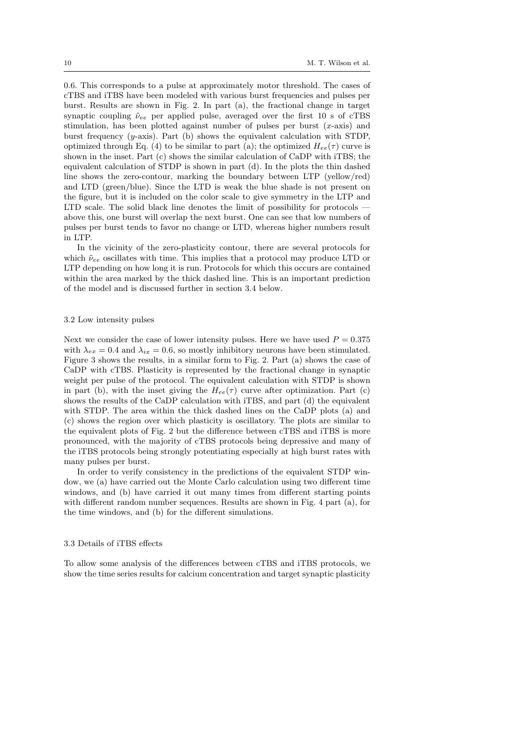0.6. This corresponds to a pulse at approximately motor threshold. The cases of cTBS and iTBS have been modeled with various burst frequencies and pulses per burst. Results are shown in Fig. 2. In part (a), the fractional change in target synaptic coupling $\tilde{\nu}_{ee}$ per applied pulse, averaged over the first 10 s of cTBS stimulation, has been plotted against number of pulses per burst ($x$-axis) and burst frequency ($y$-axis). Part (b) shows the equivalent calculation with STDP, optimized through Eq. (4) to be similar to part (a); the optimized $H_{ee}(\tau)$ curve is shown in the inset. Part (c) shows the similar calculation of CaDP with iTBS; the equivalent calculation of STDP is shown in part (d). In the plots the thin dashed line shows the zero-contour, marking the boundary between LTP (yellow/red) and LTD (green/blue). Since the LTD is weak the blue shade is not present on the figure, but it is included on the color scale to give symmetry in the LTP and LTD scale. The solid black line denotes the limit of possibility for protocols — above this, one burst will overlap the next burst. One can see that low numbers of pulses per burst tends to favor no change or LTD, whereas higher numbers result in LTP.

In the vicinity of the zero-plasticity contour, there are several protocols for which $\tilde{\nu}_{ee}$ oscillates with time. This implies that a protocol may produce LTD or LTP depending on how long it is run. Protocols for which this occurs are contained within the area marked by the thick dashed line. This is an important prediction of the model and is discussed further in section 3.4 below.

### 3.2 Low intensity pulses

Next we consider the case of lower intensity pulses. Here we have used $P = 0.375$ with $\lambda_{ex} = 0.4$ and $\lambda_{ix} = 0.6$, so mostly inhibitory neurons have been stimulated. Figure 3 shows the results, in a similar form to Fig. 2. Part (a) shows the case of CaDP with cTBS. Plasticity is represented by the fractional change in synaptic weight per pulse of the protocol. The equivalent calculation with STDP is shown in part (b), with the inset giving the $H_{ee}(\tau)$ curve after optimization. Part (c) shows the results of the CaDP calculation with iTBS, and part (d) the equivalent with STDP. The area within the thick dashed lines on the CaDP plots (a) and (c) shows the region over which plasticity is oscillatory. The plots are similar to the equivalent plots of Fig. 2 but the difference between cTBS and iTBS is more pronounced, with the majority of cTBS protocols being depressive and many of the iTBS protocols being strongly potentiating especially at high burst rates with many pulses per burst.

In order to verify consistency in the predictions of the equivalent STDP window, we (a) have carried out the Monte Carlo calculation using two different time windows, and (b) have carried it out many times from different starting points with different random number sequences. Results are shown in Fig. 4 part (a), for the time windows, and (b) for the different simulations.

### 3.3 Details of iTBS effects

To allow some analysis of the differences between cTBS and iTBS protocols, we show the time series results for calcium concentration and target synaptic plasticity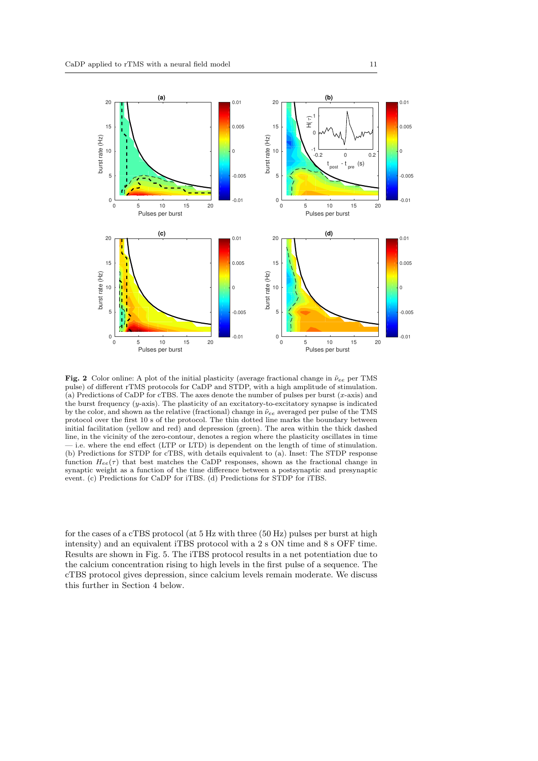**Fig. 2** Color online: A plot of the initial plasticity (average fractional change in $\tilde{\nu}_{ee}$ per TMS pulse) of different rTMS protocols for CaDP and STDP, with a high amplitude of stimulation. (a) Predictions of CaDP for cTBS. The axes denote the number of pulses per burst ($x$-axis) and the burst frequency ($y$-axis). The plasticity of an excitatory-to-excitatory synapse is indicated by the color, and shown as the relative (fractional) change in $\tilde{\nu}_{ee}$ averaged per pulse of the TMS protocol over the first 10 s of the protocol. The thin dotted line marks the boundary between initial facilitation (yellow and red) and depression (green). The area within the thick dashed line, in the vicinity of the zero-contour, denotes a region where the plasticity oscillates in time — i.e. where the end effect (LTP or LTD) is dependent on the length of time of stimulation. (b) Predictions for STDP for cTBS, with details equivalent to (a). Inset: The STDP response function $H_{ee}(\tau)$ that best matches the CaDP responses, shown as the fractional change in synaptic weight as a function of the time difference between a postsynaptic and presynaptic event. (c) Predictions for CaDP for iTBS. (d) Predictions for STDP for iTBS.

for the cases of a cTBS protocol (at 5 Hz with three (50 Hz) pulses per burst at high intensity) and an equivalent iTBS protocol with a 2 s ON time and 8 s OFF time. Results are shown in Fig. 5. The iTBS protocol results in a net potentiation due to the calcium concentration rising to high levels in the first pulse of a sequence. The cTBS protocol gives depression, since calcium levels remain moderate. We discuss this further in Section 4 below.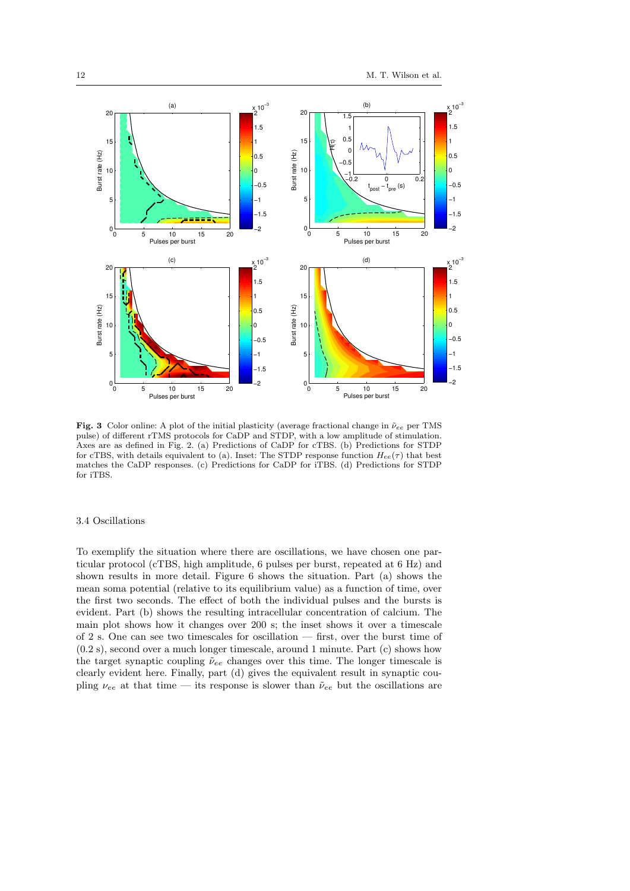**Fig. 3** Color online: A plot of the initial plasticity (average fractional change in $\tilde{\nu}_{ee}$ per TMS pulse) of different rTMS protocols for CaDP and STDP, with a low amplitude of stimulation. Axes are as defined in Fig. 2. (a) Predictions of CaDP for cTBS. (b) Predictions for STDP for cTBS, with details equivalent to (a). Inset: The STDP response function $H_{ee}(\tau)$ that best matches the CaDP responses. (c) Predictions for CaDP for iTBS. (d) Predictions for STDP for iTBS.

### 3.4 Oscillations

To exemplify the situation where there are oscillations, we have chosen one particular protocol (cTBS, high amplitude, 6 pulses per burst, repeated at 6 Hz) and shown results in more detail. Figure 6 shows the situation. Part (a) shows the mean soma potential (relative to its equilibrium value) as a function of time, over the first two seconds. The effect of both the individual pulses and the bursts is evident. Part (b) shows the resulting intracellular concentration of calcium. The main plot shows how it changes over 200 s; the inset shows it over a timescale of 2 s. One can see two timescales for oscillation — first, over the burst time of (0.2 s), second over a much longer timescale, around 1 minute. Part (c) shows how the target synaptic coupling $\tilde{\nu}_{ee}$ changes over this time. The longer timescale is clearly evident here. Finally, part (d) gives the equivalent result in synaptic coupling $\nu_{ee}$ at that time — its response is slower than $\tilde{\nu}_{ee}$ but the oscillations are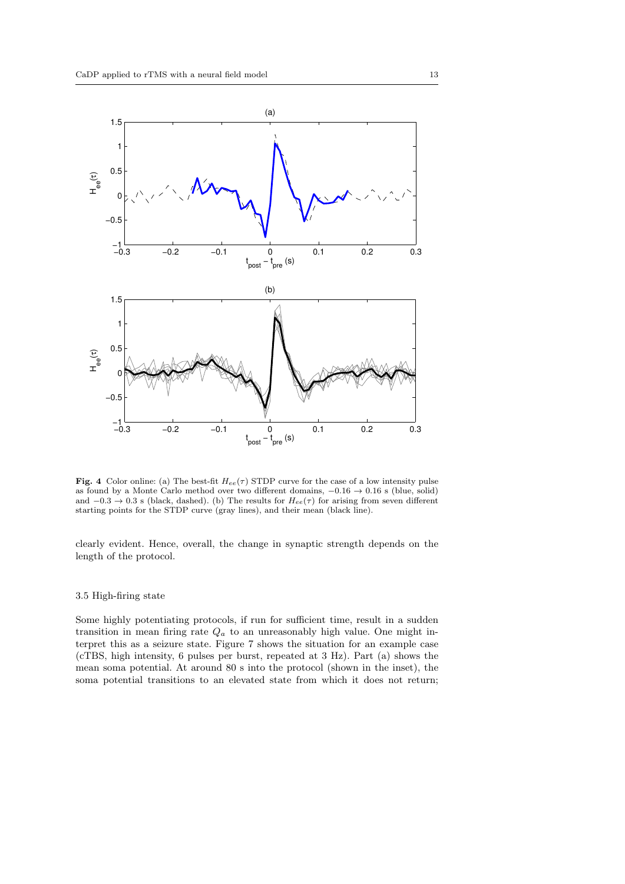**Fig. 4** Color online: (a) The best-fit $H_{ee}(\tau)$ STDP curve for the case of a low intensity pulse as found by a Monte Carlo method over two different domains, $-0.16 \to 0.16$ s (blue, solid) and $-0.3 \to 0.3$ s (black, dashed). (b) The results for $H_{ee}(\tau)$ for arising from seven different starting points for the STDP curve (gray lines), and their mean (black line).

clearly evident. Hence, overall, the change in synaptic strength depends on the length of the protocol.

### 3.5 High-firing state

Some highly potentiating protocols, if run for sufficient time, result in a sudden transition in mean firing rate $Q_a$ to an unreasonably high value. One might interpret this as a seizure state. Figure 7 shows the situation for an example case (cTBS, high intensity, 6 pulses per burst, repeated at 3 Hz). Part (a) shows the mean soma potential. At around 80 s into the protocol (shown in the inset), the soma potential transitions to an elevated state from which it does not return;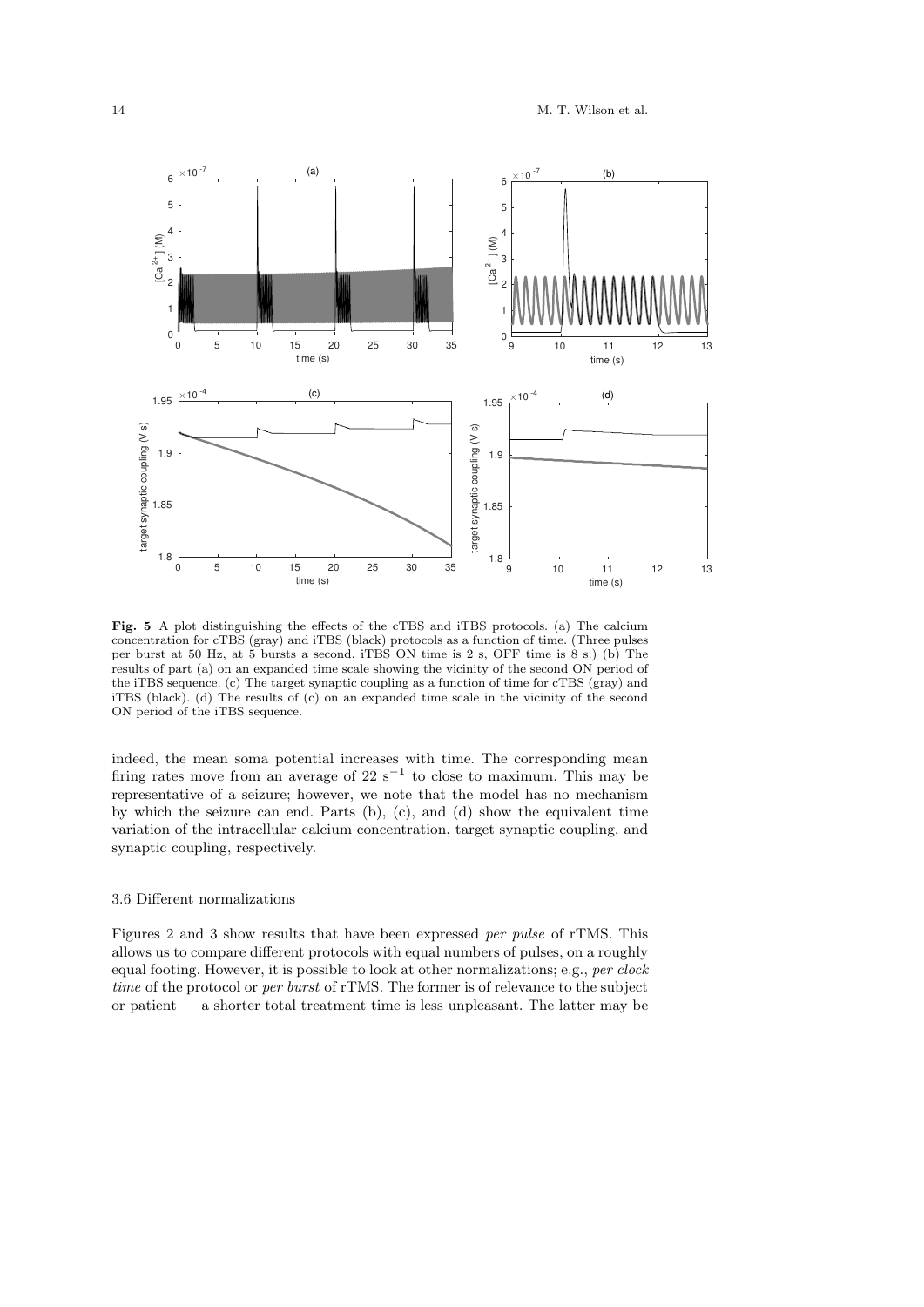**Fig. 5** A plot distinguishing the effects of the cTBS and iTBS protocols. (a) The calcium concentration for cTBS (gray) and iTBS (black) protocols as a function of time. (Three pulses per burst at 50 Hz, at 5 bursts a second. iTBS ON time is 2 s, OFF time is 8 s.) (b) The results of part (a) on an expanded time scale showing the vicinity of the second ON period of the iTBS sequence. (c) The target synaptic coupling as a function of time for cTBS (gray) and iTBS (black). (d) The results of (c) on an expanded time scale in the vicinity of the second ON period of the iTBS sequence.

indeed, the mean soma potential increases with time. The corresponding mean firing rates move from an average of 22 $s^{-1}$ to close to maximum. This may be representative of a seizure; however, we note that the model has no mechanism by which the seizure can end. Parts (b), (c), and (d) show the equivalent time variation of the intracellular calcium concentration, target synaptic coupling, and synaptic coupling, respectively.

### 3.6 Different normalizations

Figures 2 and 3 show results that have been expressed *per pulse* of rTMS. This allows us to compare different protocols with equal numbers of pulses, on a roughly equal footing. However, it is possible to look at other normalizations; e.g., *per clock time* of the protocol or *per burst* of rTMS. The former is of relevance to the subject or patient — a shorter total treatment time is less unpleasant. The latter may be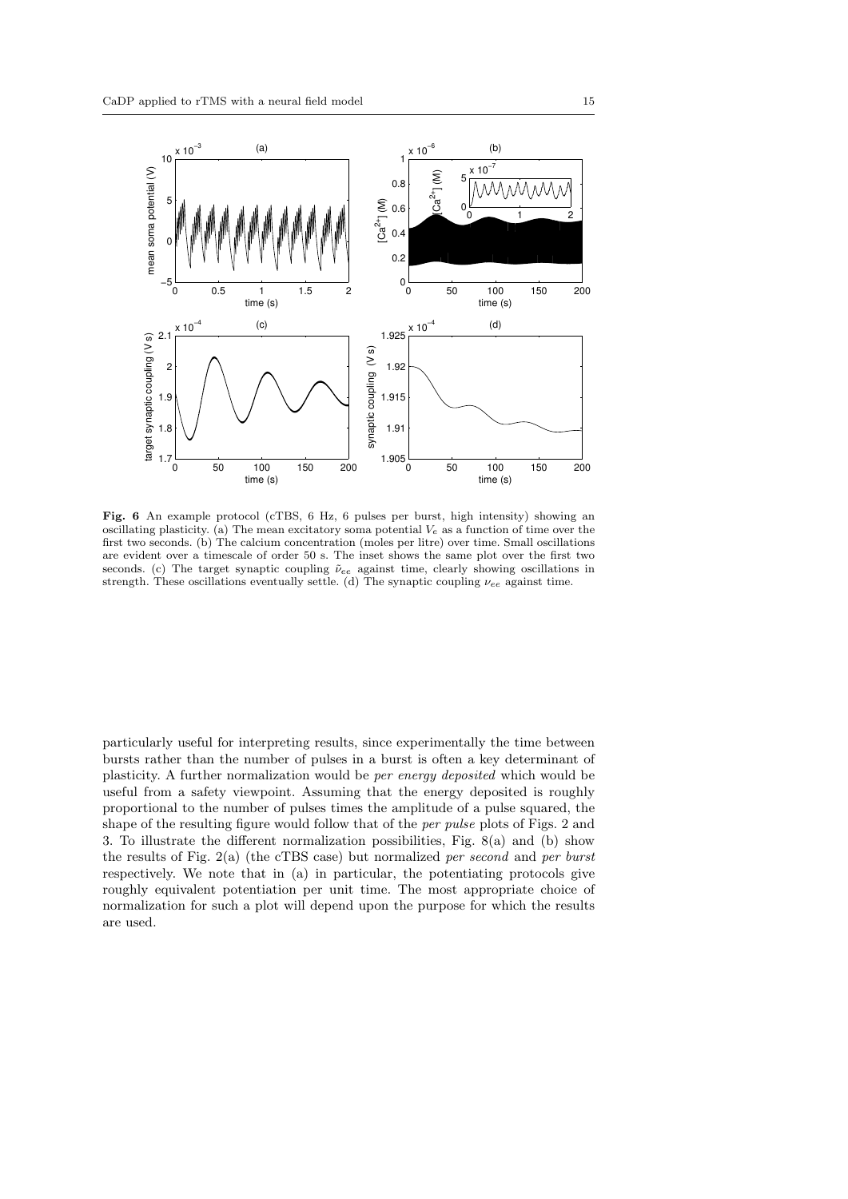**Fig. 6** An example protocol (cTBS, 6 Hz, 6 pulses per burst, high intensity) showing an oscillating plasticity. (a) The mean excitatory soma potential $V_e$ as a function of time over the first two seconds. (b) The calcium concentration (moles per litre) over time. Small oscillations are evident over a timescale of order 50 s. The inset shows the same plot over the first two seconds. (c) The target synaptic coupling $\tilde{\nu}_{ee}$ against time, clearly showing oscillations in strength. These oscillations eventually settle. (d) The synaptic coupling $\nu_{ee}$ against time.

particularly useful for interpreting results, since experimentally the time between bursts rather than the number of pulses in a burst is often a key determinant of plasticity. A further normalization would be *per energy deposited* which would be useful from a safety viewpoint. Assuming that the energy deposited is roughly proportional to the number of pulses times the amplitude of a pulse squared, the shape of the resulting figure would follow that of the *per pulse* plots of Figs. 2 and 3. To illustrate the different normalization possibilities, Fig. 8(a) and (b) show the results of Fig. 2(a) (the cTBS case) but normalized *per second* and *per burst* respectively. We note that in (a) in particular, the potentiating protocols give roughly equivalent potentiation per unit time. The most appropriate choice of normalization for such a plot will depend upon the purpose for which the results are used.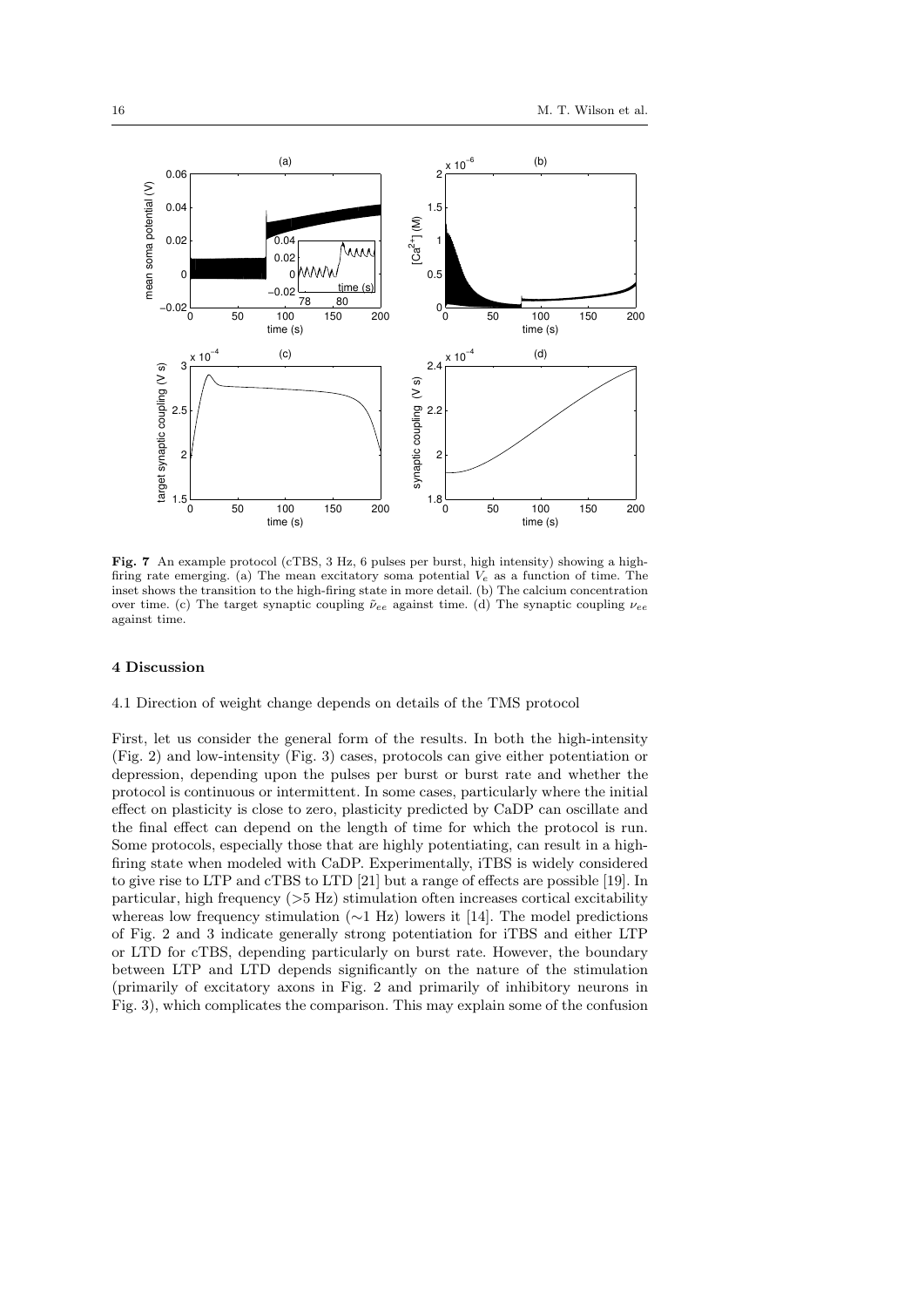**Fig. 7** An example protocol (cTBS, 3 Hz, 6 pulses per burst, high intensity) showing a high-firing rate emerging. (a) The mean excitatory soma potential $V_e$ as a function of time. The inset shows the transition to the high-firing state in more detail. (b) The calcium concentration over time. (c) The target synaptic coupling $\tilde{\nu}_{ee}$ against time. (d) The synaptic coupling $\nu_{ee}$ against time.

## 4 Discussion

### 4.1 Direction of weight change depends on details of the TMS protocol

First, let us consider the general form of the results. In both the high-intensity (Fig. 2) and low-intensity (Fig. 3) cases, protocols can give either potentiation or depression, depending upon the pulses per burst or burst rate and whether the protocol is continuous or intermittent. In some cases, particularly where the initial effect on plasticity is close to zero, plasticity predicted by CaDP can oscillate and the final effect can depend on the length of time for which the protocol is run. Some protocols, especially those that are highly potentiating, can result in a high-firing state when modeled with CaDP. Experimentally, iTBS is widely considered to give rise to LTP and cTBS to LTD [21] but a range of effects are possible [19]. In particular, high frequency (>5 Hz) stimulation often increases cortical excitability whereas low frequency stimulation (∼1 Hz) lowers it [14]. The model predictions of Fig. 2 and 3 indicate generally strong potentiation for iTBS and either LTP or LTD for cTBS, depending particularly on burst rate. However, the boundary between LTP and LTD depends significantly on the nature of the stimulation (primarily of excitatory axons in Fig. 2 and primarily of inhibitory neurons in Fig. 3), which complicates the comparison. This may explain some of the confusion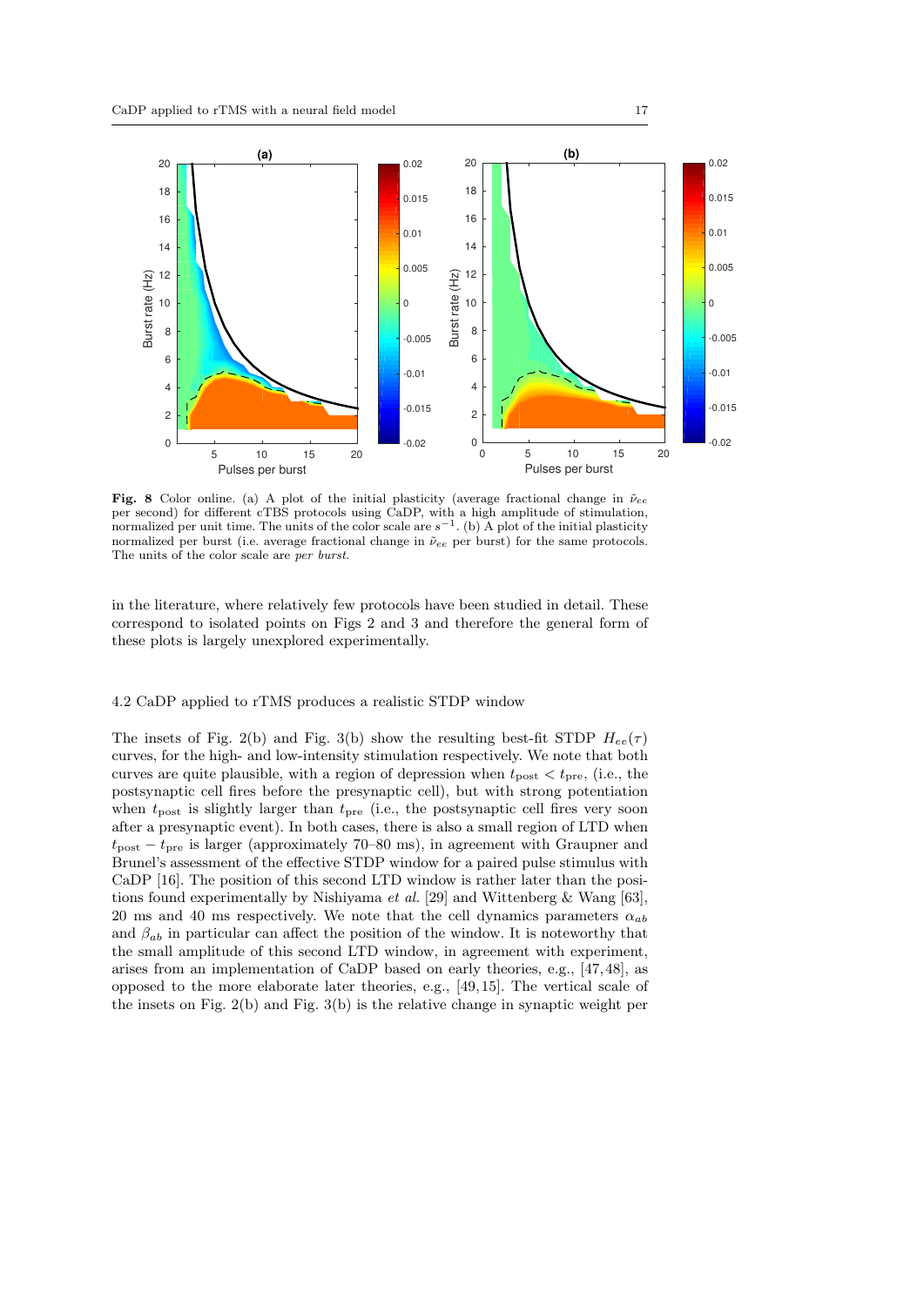**Fig. 8** Color online. (a) A plot of the initial plasticity (average fractional change in $\tilde{\nu}_{ee}$ per second) for different cTBS protocols using CaDP, with a high amplitude of stimulation, normalized per unit time. The units of the color scale are $s^{-1}$. (b) A plot of the initial plasticity normalized per burst (i.e. average fractional change in $\tilde{\nu}_{ee}$ per burst) for the same protocols. The units of the color scale are *per burst*.

in the literature, where relatively few protocols have been studied in detail. These correspond to isolated points on Figs 2 and 3 and therefore the general form of these plots is largely unexplored experimentally.

### 4.2 CaDP applied to rTMS produces a realistic STDP window

The insets of Fig. 2(b) and Fig. 3(b) show the resulting best-fit STDP $H_{ee}(\tau)$ curves, for the high- and low-intensity stimulation respectively. We note that both curves are quite plausible, with a region of depression when $t_{\rm post} < t_{\rm pre}$, (i.e., the postsynaptic cell fires before the presynaptic cell), but with strong potentiation when $t_{\rm post}$ is slightly larger than $t_{\rm pre}$ (i.e., the postsynaptic cell fires very soon after a presynaptic event). In both cases, there is also a small region of LTD when $t_{\rm post} - t_{\rm pre}$ is larger (approximately 70–80 ms), in agreement with Graupner and Brunel's assessment of the effective STDP window for a paired pulse stimulus with CaDP [16]. The position of this second LTD window is rather later than the positions found experimentally by Nishiyama *et al.* [29] and Wittenberg & Wang [63], 20 ms and 40 ms respectively. We note that the cell dynamics parameters $\alpha_{ab}$ and $\beta_{ab}$ in particular can affect the position of the window. It is noteworthy that the small amplitude of this second LTD window, in agreement with experiment, arises from an implementation of CaDP based on early theories, e.g., [47,48], as opposed to the more elaborate later theories, e.g., [49,15]. The vertical scale of the insets on Fig. 2(b) and Fig. 3(b) is the relative change in synaptic weight per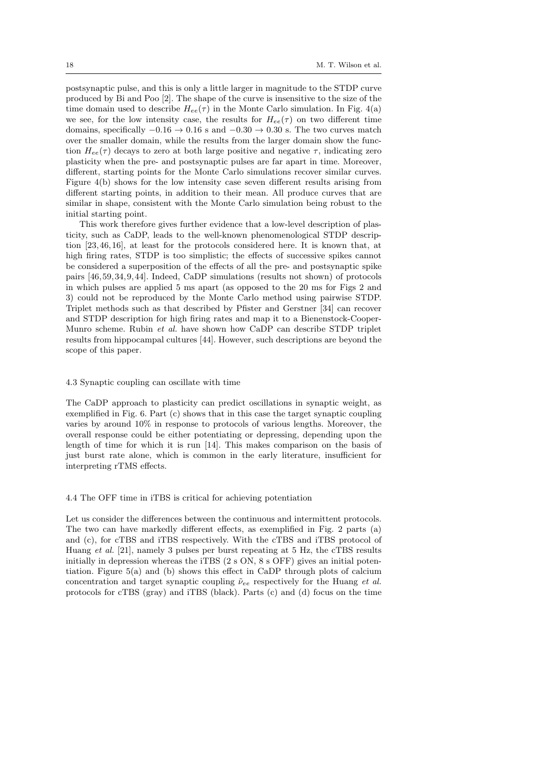postsynaptic pulse, and this is only a little larger in magnitude to the STDP curve produced by Bi and Poo [2]. The shape of the curve is insensitive to the size of the time domain used to describe $H_{ee}(\tau)$ in the Monte Carlo simulation. In Fig. 4(a) we see, for the low intensity case, the results for $H_{ee}(\tau)$ on two different time domains, specifically $-0.16 \rightarrow 0.16$ s and $-0.30 \rightarrow 0.30$ s. The two curves match over the smaller domain, while the results from the larger domain show the function $H_{ee}(\tau)$ decays to zero at both large positive and negative $\tau$, indicating zero plasticity when the pre- and postsynaptic pulses are far apart in time. Moreover, different, starting points for the Monte Carlo simulations recover similar curves. Figure 4(b) shows for the low intensity case seven different results arising from different starting points, in addition to their mean. All produce curves that are similar in shape, consistent with the Monte Carlo simulation being robust to the initial starting point.

This work therefore gives further evidence that a low-level description of plasticity, such as CaDP, leads to the well-known phenomenological STDP description [23, 46, 16], at least for the protocols considered here. It is known that, at high firing rates, STDP is too simplistic; the effects of successive spikes cannot be considered a superposition of the effects of all the pre- and postsynaptic spike pairs [46, 59, 34, 9, 44]. Indeed, CaDP simulations (results not shown) of protocols in which pulses are applied 5 ms apart (as opposed to the 20 ms for Figs 2 and 3) could not be reproduced by the Monte Carlo method using pairwise STDP. Triplet methods such as that described by Pfister and Gerstner [34] can recover and STDP description for high firing rates and map it to a Bienenstock-Cooper-Munro scheme. Rubin *et al.* have shown how CaDP can describe STDP triplet results from hippocampal cultures [44]. However, such descriptions are beyond the scope of this paper.

### 4.3 Synaptic coupling can oscillate with time

The CaDP approach to plasticity can predict oscillations in synaptic weight, as exemplified in Fig. 6. Part (c) shows that in this case the target synaptic coupling varies by around 10% in response to protocols of various lengths. Moreover, the overall response could be either potentiating or depressing, depending upon the length of time for which it is run [14]. This makes comparison on the basis of just burst rate alone, which is common in the early literature, insufficient for interpreting rTMS effects.

### 4.4 The OFF time in iTBS is critical for achieving potentiation

Let us consider the differences between the continuous and intermittent protocols. The two can have markedly different effects, as exemplified in Fig. 2 parts (a) and (c), for cTBS and iTBS respectively. With the cTBS and iTBS protocol of Huang *et al.* [21], namely 3 pulses per burst repeating at 5 Hz, the cTBS results initially in depression whereas the iTBS (2 s ON, 8 s OFF) gives an initial potentiation. Figure 5(a) and (b) shows this effect in CaDP through plots of calcium concentration and target synaptic coupling $\tilde{\nu}_{ee}$ respectively for the Huang *et al.* protocols for cTBS (gray) and iTBS (black). Parts (c) and (d) focus on the time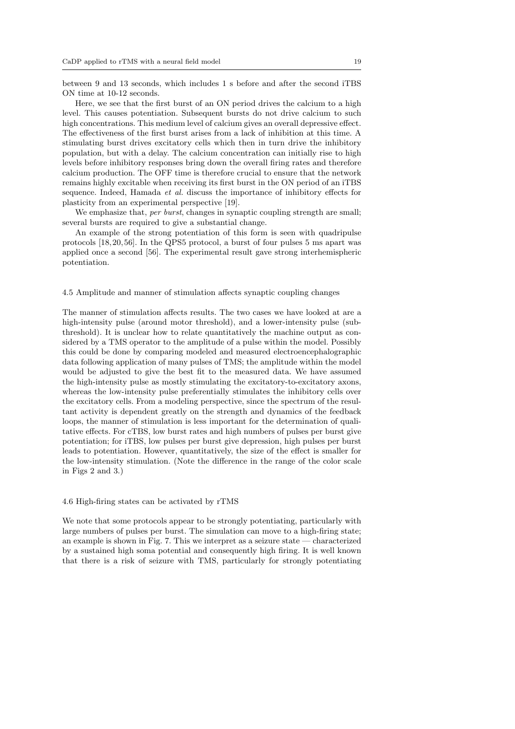between 9 and 13 seconds, which includes 1 s before and after the second iTBS ON time at 10-12 seconds.

Here, we see that the first burst of an ON period drives the calcium to a high level. This causes potentiation. Subsequent bursts do not drive calcium to such high concentrations. This medium level of calcium gives an overall depressive effect. The effectiveness of the first burst arises from a lack of inhibition at this time. A stimulating burst drives excitatory cells which then in turn drive the inhibitory population, but with a delay. The calcium concentration can initially rise to high levels before inhibitory responses bring down the overall firing rates and therefore calcium production. The OFF time is therefore crucial to ensure that the network remains highly excitable when receiving its first burst in the ON period of an iTBS sequence. Indeed, Hamada *et al.* discuss the importance of inhibitory effects for plasticity from an experimental perspective [19].

We emphasize that, *per burst*, changes in synaptic coupling strength are small; several bursts are required to give a substantial change.

An example of the strong potentiation of this form is seen with quadripulse protocols [18, 20, 56]. In the QPS5 protocol, a burst of four pulses 5 ms apart was applied once a second [56]. The experimental result gave strong interhemispheric potentiation.

### 4.5 Amplitude and manner of stimulation affects synaptic coupling changes

The manner of stimulation affects results. The two cases we have looked at are a high-intensity pulse (around motor threshold), and a lower-intensity pulse (subthreshold). It is unclear how to relate quantitatively the machine output as considered by a TMS operator to the amplitude of a pulse within the model. Possibly this could be done by comparing modeled and measured electroencephalographic data following application of many pulses of TMS; the amplitude within the model would be adjusted to give the best fit to the measured data. We have assumed the high-intensity pulse as mostly stimulating the excitatory-to-excitatory axons, whereas the low-intensity pulse preferentially stimulates the inhibitory cells over the excitatory cells. From a modeling perspective, since the spectrum of the resultant activity is dependent greatly on the strength and dynamics of the feedback loops, the manner of stimulation is less important for the determination of qualitative effects. For cTBS, low burst rates and high numbers of pulses per burst give potentiation; for iTBS, low pulses per burst give depression, high pulses per burst leads to potentiation. However, quantitatively, the size of the effect is smaller for the low-intensity stimulation. (Note the difference in the range of the color scale in Figs 2 and 3.)

### 4.6 High-firing states can be activated by rTMS

We note that some protocols appear to be strongly potentiating, particularly with large numbers of pulses per burst. The simulation can move to a high-firing state; an example is shown in Fig. 7. This we interpret as a seizure state — characterized by a sustained high soma potential and consequently high firing. It is well known that there is a risk of seizure with TMS, particularly for strongly potentiating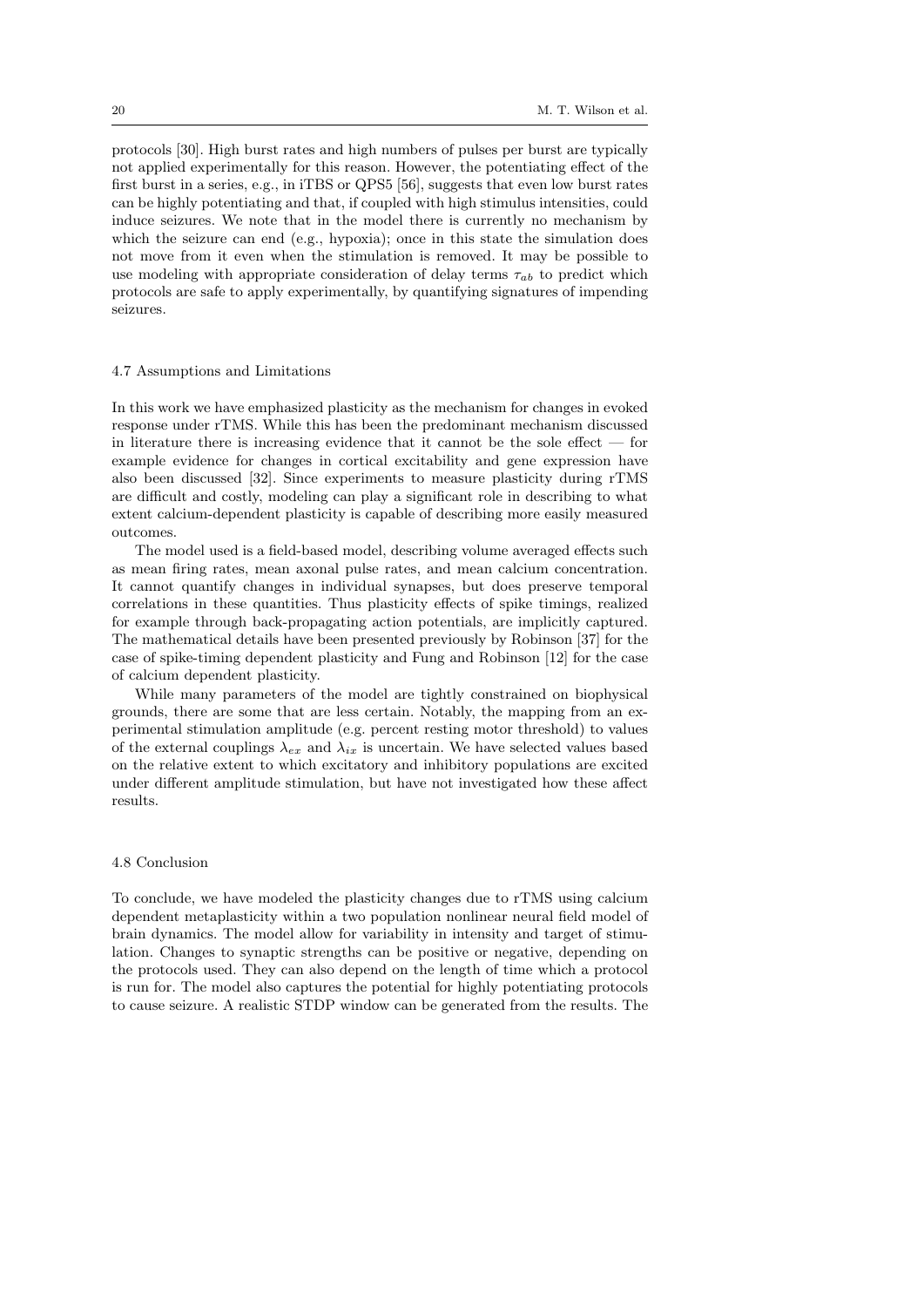protocols [30]. High burst rates and high numbers of pulses per burst are typically not applied experimentally for this reason. However, the potentiating effect of the first burst in a series, e.g., in iTBS or QPS5 [56], suggests that even low burst rates can be highly potentiating and that, if coupled with high stimulus intensities, could induce seizures. We note that in the model there is currently no mechanism by which the seizure can end (e.g., hypoxia); once in this state the simulation does not move from it even when the stimulation is removed. It may be possible to use modeling with appropriate consideration of delay terms $\tau_{ab}$ to predict which protocols are safe to apply experimentally, by quantifying signatures of impending seizures.

### 4.7 Assumptions and Limitations

In this work we have emphasized plasticity as the mechanism for changes in evoked response under rTMS. While this has been the predominant mechanism discussed in literature there is increasing evidence that it cannot be the sole effect — for example evidence for changes in cortical excitability and gene expression have also been discussed [32]. Since experiments to measure plasticity during rTMS are difficult and costly, modeling can play a significant role in describing to what extent calcium-dependent plasticity is capable of describing more easily measured outcomes.

The model used is a field-based model, describing volume averaged effects such as mean firing rates, mean axonal pulse rates, and mean calcium concentration. It cannot quantify changes in individual synapses, but does preserve temporal correlations in these quantities. Thus plasticity effects of spike timings, realized for example through back-propagating action potentials, are implicitly captured. The mathematical details have been presented previously by Robinson [37] for the case of spike-timing dependent plasticity and Fung and Robinson [12] for the case of calcium dependent plasticity.

While many parameters of the model are tightly constrained on biophysical grounds, there are some that are less certain. Notably, the mapping from an experimental stimulation amplitude (e.g. percent resting motor threshold) to values of the external couplings $\lambda_{ex}$ and $\lambda_{ix}$ is uncertain. We have selected values based on the relative extent to which excitatory and inhibitory populations are excited under different amplitude stimulation, but have not investigated how these affect results.

### 4.8 Conclusion

To conclude, we have modeled the plasticity changes due to rTMS using calcium dependent metaplasticity within a two population nonlinear neural field model of brain dynamics. The model allow for variability in intensity and target of stimulation. Changes to synaptic strengths can be positive or negative, depending on the protocols used. They can also depend on the length of time which a protocol is run for. The model also captures the potential for highly potentiating protocols to cause seizure. A realistic STDP window can be generated from the results. The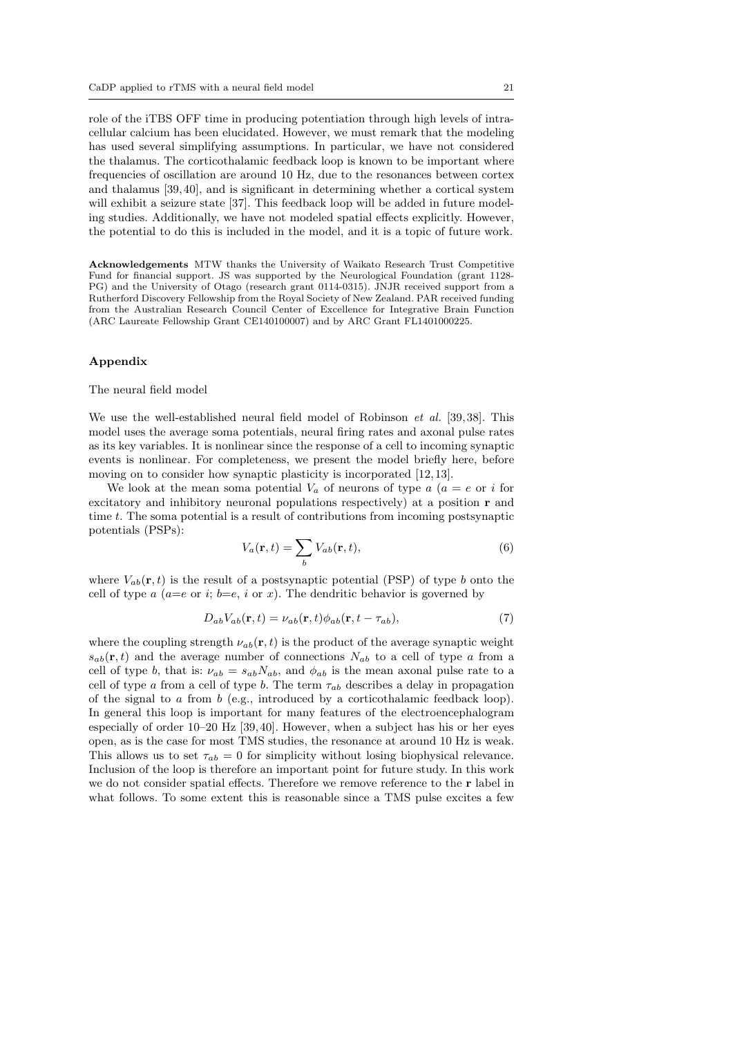role of the iTBS OFF time in producing potentiation through high levels of intracellular calcium has been elucidated. However, we must remark that the modeling has used several simplifying assumptions. In particular, we have not considered the thalamus. The corticothalamic feedback loop is known to be important where frequencies of oscillation are around 10 Hz, due to the resonances between cortex and thalamus [39, 40], and is significant in determining whether a cortical system will exhibit a seizure state [37]. This feedback loop will be added in future modeling studies. Additionally, we have not modeled spatial effects explicitly. However, the potential to do this is included in the model, and it is a topic of future work.

**Acknowledgements** MTW thanks the University of Waikato Research Trust Competitive Fund for financial support. JS was supported by the Neurological Foundation (grant 1128-PG) and the University of Otago (research grant 0114-0315). JNJR received support from a Rutherford Discovery Fellowship from the Royal Society of New Zealand. PAR received funding from the Australian Research Council Center of Excellence for Integrative Brain Function (ARC Laureate Fellowship Grant CE140100007) and by ARC Grant FL1401000225.

## Appendix

### The neural field model

We use the well-established neural field model of Robinson *et al.* [39, 38]. This model uses the average soma potentials, neural firing rates and axonal pulse rates as its key variables. It is nonlinear since the response of a cell to incoming synaptic events is nonlinear. For completeness, we present the model briefly here, before moving on to consider how synaptic plasticity is incorporated [12, 13].

We look at the mean soma potential $V_a$ of neurons of type $a$ ($a = e$ or $i$ for excitatory and inhibitory neuronal populations respectively) at a position $\mathbf{r}$ and time $t$. The soma potential is a result of contributions from incoming postsynaptic potentials (PSPs):

$$V_a(\mathbf{r}, t) = \sum_b V_{ab}(\mathbf{r}, t), \tag{6}$$

where $V_{ab}(\mathbf{r}, t)$ is the result of a postsynaptic potential (PSP) of type $b$ onto the cell of type $a$ ($a$=$e$ or $i$; $b$=$e$, $i$ or $x$). The dendritic behavior is governed by

$$D_{ab} V_{ab}(\mathbf{r}, t) = \nu_{ab}(\mathbf{r}, t) \phi_{ab}(\mathbf{r}, t - \tau_{ab}), \tag{7}$$

where the coupling strength $\nu_{ab}(\mathbf{r}, t)$ is the product of the average synaptic weight $s_{ab}(\mathbf{r}, t)$ and the average number of connections $N_{ab}$ to a cell of type $a$ from a cell of type $b$, that is: $\nu_{ab} = s_{ab} N_{ab}$, and $\phi_{ab}$ is the mean axonal pulse rate to a cell of type $a$ from a cell of type $b$. The term $\tau_{ab}$ describes a delay in propagation of the signal to $a$ from $b$ (e.g., introduced by a corticothalamic feedback loop). In general this loop is important for many features of the electroencephalogram especially of order 10–20 Hz [39, 40]. However, when a subject has his or her eyes open, as is the case for most TMS studies, the resonance at around 10 Hz is weak. This allows us to set $\tau_{ab} = 0$ for simplicity without losing biophysical relevance. Inclusion of the loop is therefore an important point for future study. In this work we do not consider spatial effects. Therefore we remove reference to the $\mathbf{r}$ label in what follows. To some extent this is reasonable since a TMS pulse excites a few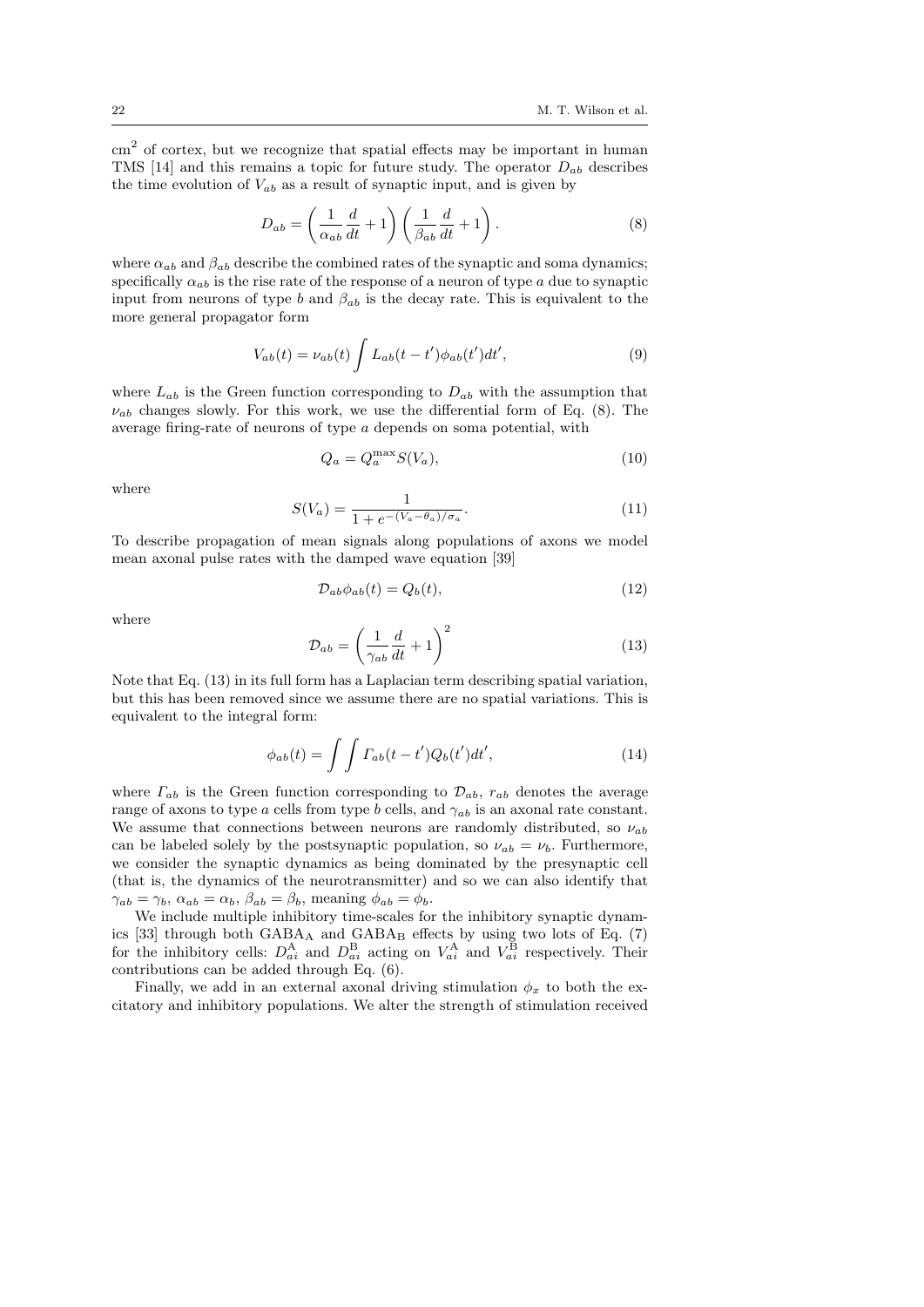$\text{cm}^2$ of cortex, but we recognize that spatial effects may be important in human TMS [14] and this remains a topic for future study. The operator $D_{ab}$ describes the time evolution of $V_{ab}$ as a result of synaptic input, and is given by

$$D_{ab} = \left( \frac{1}{\alpha_{ab}} \frac{d}{dt} + 1 \right) \left( \frac{1}{\beta_{ab}} \frac{d}{dt} + 1 \right). \tag{8}$$

where $\alpha_{ab}$ and $\beta_{ab}$ describe the combined rates of the synaptic and soma dynamics; specifically $\alpha_{ab}$ is the rise rate of the response of a neuron of type $a$ due to synaptic input from neurons of type $b$ and $\beta_{ab}$ is the decay rate. This is equivalent to the more general propagator form

$$V_{ab}(t) = \nu_{ab}(t) \int L_{ab}(t - t')\phi_{ab}(t')dt', \tag{9}$$

where $L_{ab}$ is the Green function corresponding to $D_{ab}$ with the assumption that $\nu_{ab}$ changes slowly. For this work, we use the differential form of Eq. (8). The average firing-rate of neurons of type $a$ depends on soma potential, with

$$Q_a = Q_a^{\max} S(V_a), \tag{10}$$

where

$$S(V_a) = \frac{1}{1 + e^{-(V_a - \theta_a)/\sigma_a}}. \tag{11}$$

To describe propagation of mean signals along populations of axons we model mean axonal pulse rates with the damped wave equation [39]

$$\mathcal{D}_{ab}\phi_{ab}(t) = Q_b(t), \tag{12}$$

where

$$\mathcal{D}_{ab} = \left( \frac{1}{\gamma_{ab}} \frac{d}{dt} + 1 \right)^2 \tag{13}$$

Note that Eq. (13) in its full form has a Laplacian term describing spatial variation, but this has been removed since we assume there are no spatial variations. This is equivalent to the integral form:

$$\phi_{ab}(t) = \int \int \Gamma_{ab}(t - t')Q_b(t')dt', \tag{14}$$

where $\Gamma_{ab}$ is the Green function corresponding to $\mathcal{D}_{ab}$, $r_{ab}$ denotes the average range of axons to type $a$ cells from type $b$ cells, and $\gamma_{ab}$ is an axonal rate constant. We assume that connections between neurons are randomly distributed, so $\nu_{ab}$ can be labeled solely by the postsynaptic population, so $\nu_{ab} = \nu_b$. Furthermore, we consider the synaptic dynamics as being dominated by the presynaptic cell (that is, the dynamics of the neurotransmitter) and so we can also identify that $\gamma_{ab} = \gamma_b$, $\alpha_{ab} = \alpha_b$, $\beta_{ab} = \beta_b$, meaning $\phi_{ab} = \phi_b$.

We include multiple inhibitory time-scales for the inhibitory synaptic dynamics [33] through both $\text{GABA}_\text{A}$ and $\text{GABA}_\text{B}$ effects by using two lots of Eq. (7) for the inhibitory cells: $D_{ai}^{\text{A}}$ and $D_{ai}^{\text{B}}$ acting on $V_{ai}^{\text{A}}$ and $V_{ai}^{\text{B}}$ respectively. Their contributions can be added through Eq. (6).

Finally, we add in an external axonal driving stimulation $\phi_x$ to both the excitatory and inhibitory populations. We alter the strength of stimulation received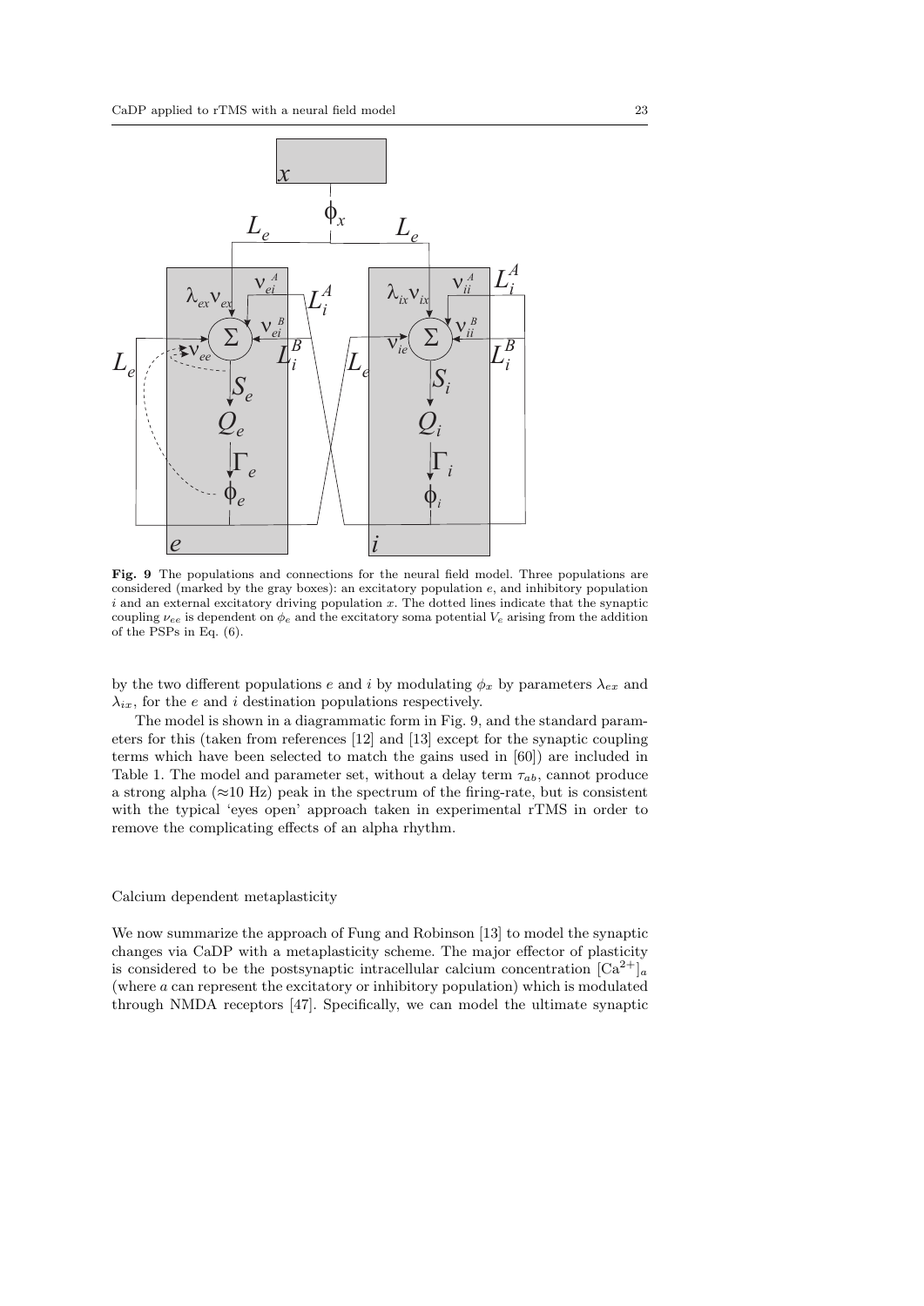**Fig. 9** The populations and connections for the neural field model. Three populations are considered (marked by the gray boxes): an excitatory population $e$, and inhibitory population $i$ and an external excitatory driving population $x$. The dotted lines indicate that the synaptic coupling $\nu_{ee}$ is dependent on $\phi_e$ and the excitatory soma potential $V_e$ arising from the addition of the PSPs in Eq. (6).

by the two different populations $e$ and $i$ by modulating $\phi_x$ by parameters $\lambda_{ex}$ and $\lambda_{ix}$, for the $e$ and $i$ destination populations respectively.

The model is shown in a diagrammatic form in Fig. 9, and the standard parameters for this (taken from references [12] and [13] except for the synaptic coupling terms which have been selected to match the gains used in [60]) are included in Table 1. The model and parameter set, without a delay term $\tau_{ab}$, cannot produce a strong alpha ($\approx$10 Hz) peak in the spectrum of the firing-rate, but is consistent with the typical 'eyes open' approach taken in experimental rTMS in order to remove the complicating effects of an alpha rhythm.

Calcium dependent metaplasticity

We now summarize the approach of Fung and Robinson [13] to model the synaptic changes via CaDP with a metaplasticity scheme. The major effector of plasticity is considered to be the postsynaptic intracellular calcium concentration $[\mathrm{Ca}^{2+}]_a$ (where $a$ can represent the excitatory or inhibitory population) which is modulated through NMDA receptors [47]. Specifically, we can model the ultimate synaptic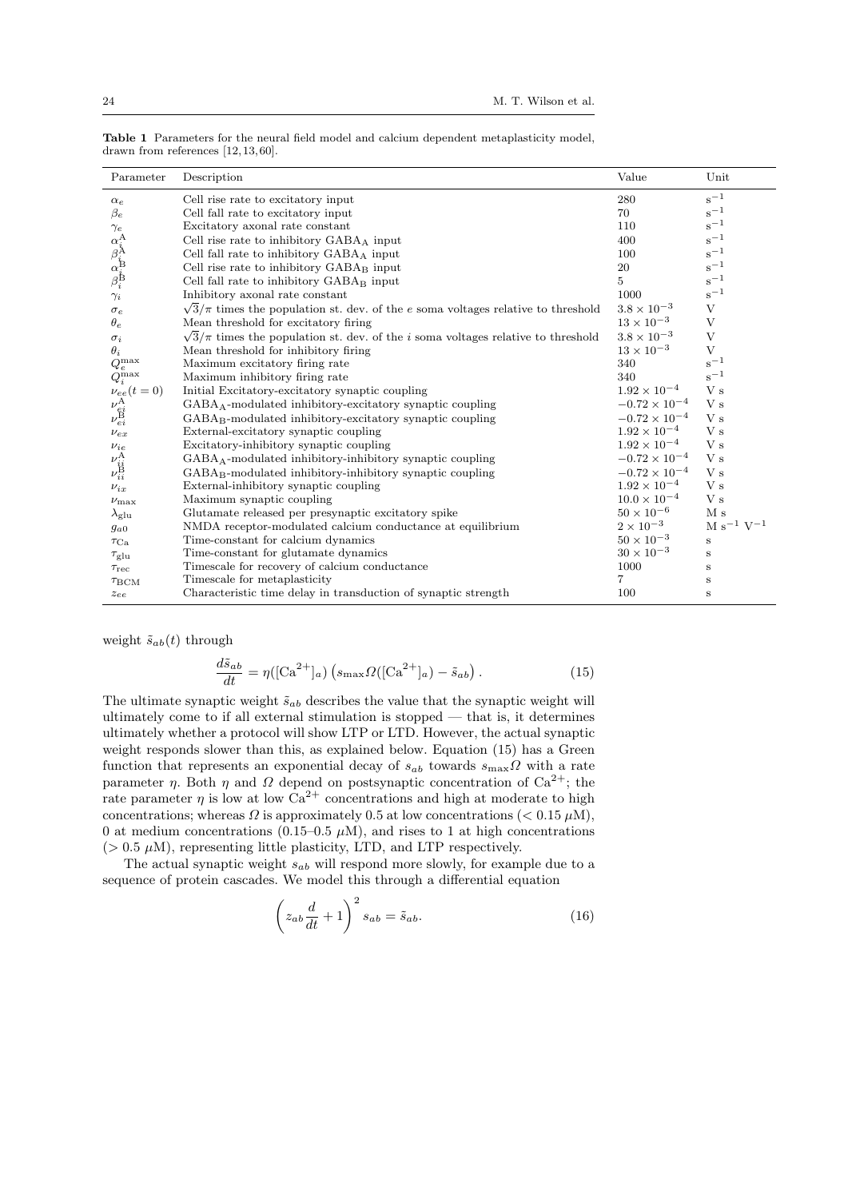**Table 1** Parameters for the neural field model and calcium dependent metaplasticity model, drawn from references [12, 13, 60].

| Parameter | Description | Value | Unit |
|---|---|---|---|
| $\alpha_e$ | Cell rise rate to excitatory input | 280 | $\mathrm{s}^{-1}$ |
| $\beta_e$ | Cell fall rate to excitatory input | 70 | $\mathrm{s}^{-1}$ |
| $\gamma_e$ | Excitatory axonal rate constant | 110 | $\mathrm{s}^{-1}$ |
| $\alpha_i^{\mathrm{A}}$ | Cell rise rate to inhibitory $\mathrm{GABA_A}$ input | 400 | $\mathrm{s}^{-1}$ |
| $\beta_i^{\mathrm{A}}$ | Cell fall rate to inhibitory $\mathrm{GABA_A}$ input | 100 | $\mathrm{s}^{-1}$ |
| $\alpha_i^{\mathrm{B}}$ | Cell rise rate to inhibitory $\mathrm{GABA_B}$ input | 20 | $\mathrm{s}^{-1}$ |
| $\beta_i^{\mathrm{B}}$ | Cell fall rate to inhibitory $\mathrm{GABA_B}$ input | 5 | $\mathrm{s}^{-1}$ |
| $\gamma_i$ | Inhibitory axonal rate constant | 1000 | $\mathrm{s}^{-1}$ |
| $\sigma_e$ | $\sqrt{3}/\pi$ times the population st. dev. of the $e$ soma voltages relative to threshold | $3.8 \times 10^{-3}$ | V |
| $\theta_e$ | Mean threshold for excitatory firing | $13 \times 10^{-3}$ | V |
| $\sigma_i$ | $\sqrt{3}/\pi$ times the population st. dev. of the $i$ soma voltages relative to threshold | $3.8 \times 10^{-3}$ | V |
| $\theta_i$ | Mean threshold for inhibitory firing | $13 \times 10^{-3}$ | V |
| $Q_e^{\max}$ | Maximum excitatory firing rate | 340 | $\mathrm{s}^{-1}$ |
| $Q_i^{\max}$ | Maximum inhibitory firing rate | 340 | $\mathrm{s}^{-1}$ |
| $\nu_{ee}(t=0)$ | Initial Excitatory-excitatory synaptic coupling | $1.92 \times 10^{-4}$ | V s |
| $\nu_{ei}^{\mathrm{A}}$ | $\mathrm{GABA_A}$-modulated inhibitory-excitatory synaptic coupling | $-0.72 \times 10^{-4}$ | V s |
| $\nu_{ei}^{\mathrm{B}}$ | $\mathrm{GABA_B}$-modulated inhibitory-excitatory synaptic coupling | $-0.72 \times 10^{-4}$ | V s |
| $\nu_{ex}$ | External-excitatory synaptic coupling | $1.92 \times 10^{-4}$ | V s |
| $\nu_{ie}$ | Excitatory-inhibitory synaptic coupling | $1.92 \times 10^{-4}$ | V s |
| $\nu_{ii}^{\mathrm{A}}$ | $\mathrm{GABA_A}$-modulated inhibitory-inhibitory synaptic coupling | $-0.72 \times 10^{-4}$ | V s |
| $\nu_{ii}^{\mathrm{B}}$ | $\mathrm{GABA_B}$-modulated inhibitory-inhibitory synaptic coupling | $-0.72 \times 10^{-4}$ | V s |
| $\nu_{ix}$ | External-inhibitory synaptic coupling | $1.92 \times 10^{-4}$ | V s |
| $\nu_{\max}$ | Maximum synaptic coupling | $10.0 \times 10^{-4}$ | V s |
| $\lambda_{\mathrm{glu}}$ | Glutamate released per presynaptic excitatory spike | $50 \times 10^{-6}$ | M s |
| $g_{a0}$ | NMDA receptor-modulated calcium conductance at equilibrium | $2 \times 10^{-3}$ | $\mathrm{M\,s^{-1}\,V^{-1}}$ |
| $\tau_{\mathrm{Ca}}$ | Time-constant for calcium dynamics | $50 \times 10^{-3}$ | s |
| $\tau_{\mathrm{glu}}$ | Time-constant for glutamate dynamics | $30 \times 10^{-3}$ | s |
| $\tau_{\mathrm{rec}}$ | Timescale for recovery of calcium conductance | 1000 | s |
| $\tau_{\mathrm{BCM}}$ | Timescale for metaplasticity | 7 | s |
| $z_{ee}$ | Characteristic time delay in transduction of synaptic strength | 100 | s |

weight $\tilde{s}_{ab}(t)$ through

$$\frac{d\tilde{s}_{ab}}{dt} = \eta([\mathrm{Ca}^{2+}]_a)\left(s_{\max}\Omega([\mathrm{Ca}^{2+}]_a) - \tilde{s}_{ab}\right). \tag{15}$$

The ultimate synaptic weight $\tilde{s}_{ab}$ describes the value that the synaptic weight will ultimately come to if all external stimulation is stopped — that is, it determines ultimately whether a protocol will show LTP or LTD. However, the actual synaptic weight responds slower than this, as explained below. Equation (15) has a Green function that represents an exponential decay of $s_{ab}$ towards $s_{\max}\Omega$ with a rate parameter $\eta$. Both $\eta$ and $\Omega$ depend on postsynaptic concentration of $\mathrm{Ca}^{2+}$; the rate parameter $\eta$ is low at low $\mathrm{Ca}^{2+}$ concentrations and high at moderate to high concentrations; whereas $\Omega$ is approximately 0.5 at low concentrations ($< 0.15\ \mu$M), 0 at medium concentrations (0.15–0.5 $\mu$M), and rises to 1 at high concentrations ($> 0.5\ \mu$M), representing little plasticity, LTD, and LTP respectively.

The actual synaptic weight $s_{ab}$ will respond more slowly, for example due to a sequence of protein cascades. We model this through a differential equation

$$\left(z_{ab}\frac{d}{dt} + 1\right)^2 s_{ab} = \tilde{s}_{ab}. \tag{16}$$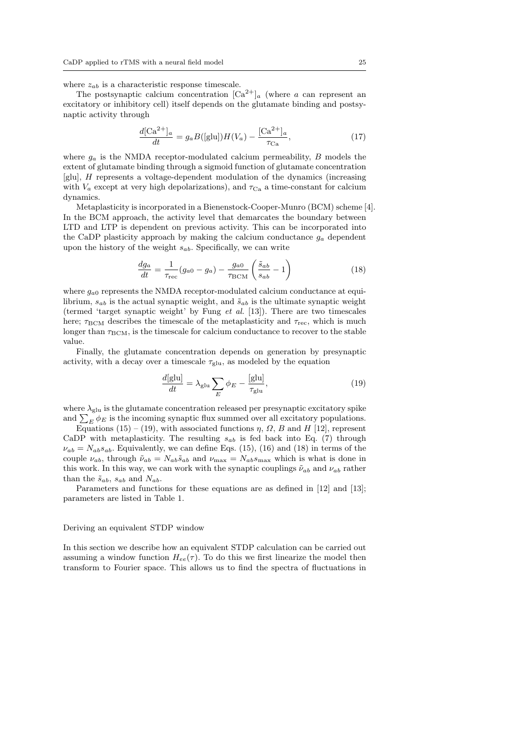where $z_{ab}$ is a characteristic response timescale.

The postsynaptic calcium concentration $[\mathrm{Ca}^{2+}]_a$ (where $a$ can represent an excitatory or inhibitory cell) itself depends on the glutamate binding and postsynaptic activity through

$$\frac{d[\mathrm{Ca}^{2+}]_a}{dt} = g_a B([\mathrm{glu}]) H(V_a) - \frac{[\mathrm{Ca}^{2+}]_a}{\tau_{\mathrm{Ca}}}, \tag{17}$$

where $g_a$ is the NMDA receptor-modulated calcium permeability, $B$ models the extent of glutamate binding through a sigmoid function of glutamate concentration [glu], $H$ represents a voltage-dependent modulation of the dynamics (increasing with $V_a$ except at very high depolarizations), and $\tau_{\mathrm{Ca}}$ a time-constant for calcium dynamics.

Metaplasticity is incorporated in a Bienenstock-Cooper-Munro (BCM) scheme [4]. In the BCM approach, the activity level that demarcates the boundary between LTD and LTP is dependent on previous activity. This can be incorporated into the CaDP plasticity approach by making the calcium conductance $g_a$ dependent upon the history of the weight $s_{ab}$. Specifically, we can write

$$\frac{dg_a}{dt} = \frac{1}{\tau_{\mathrm{rec}}}(g_{a0} - g_a) - \frac{g_{a0}}{\tau_{\mathrm{BCM}}}\left(\frac{\tilde{s}_{ab}}{s_{ab}} - 1\right) \tag{18}$$

where $g_{a0}$ represents the NMDA receptor-modulated calcium conductance at equilibrium, $s_{ab}$ is the actual synaptic weight, and $\tilde{s}_{ab}$ is the ultimate synaptic weight (termed 'target synaptic weight' by Fung *et al.* [13]). There are two timescales here; $\tau_{\mathrm{BCM}}$ describes the timescale of the metaplasticity and $\tau_{\mathrm{rec}}$, which is much longer than $\tau_{\mathrm{BCM}}$, is the timescale for calcium conductance to recover to the stable value.

Finally, the glutamate concentration depends on generation by presynaptic activity, with a decay over a timescale $\tau_{\mathrm{glu}}$, as modeled by the equation

$$\frac{d[\mathrm{glu}]}{dt} = \lambda_{\mathrm{glu}} \sum_E \phi_E - \frac{[\mathrm{glu}]}{\tau_{\mathrm{glu}}}, \tag{19}$$

where $\lambda_{\mathrm{glu}}$ is the glutamate concentration released per presynaptic excitatory spike and $\sum_E \phi_E$ is the incoming synaptic flux summed over all excitatory populations.

Equations (15) – (19), with associated functions $\eta$, $\Omega$, $B$ and $H$ [12], represent CaDP with metaplasticity. The resulting $s_{ab}$ is fed back into Eq. (7) through $\nu_{ab} = N_{ab}s_{ab}$. Equivalently, we can define Eqs. (15), (16) and (18) in terms of the couple $\nu_{ab}$, through $\tilde{\nu}_{ab} = N_{ab}\tilde{s}_{ab}$ and $\nu_{\max} = N_{ab}s_{\max}$ which is what is done in this work. In this way, we can work with the synaptic couplings $\tilde{\nu}_{ab}$ and $\nu_{ab}$ rather than the $\tilde{s}_{ab}$, $s_{ab}$ and $N_{ab}$.

Parameters and functions for these equations are as defined in [12] and [13]; parameters are listed in Table 1.

## Deriving an equivalent STDP window

In this section we describe how an equivalent STDP calculation can be carried out assuming a window function $H_{ee}(\tau)$. To do this we first linearize the model then transform to Fourier space. This allows us to find the spectra of fluctuations in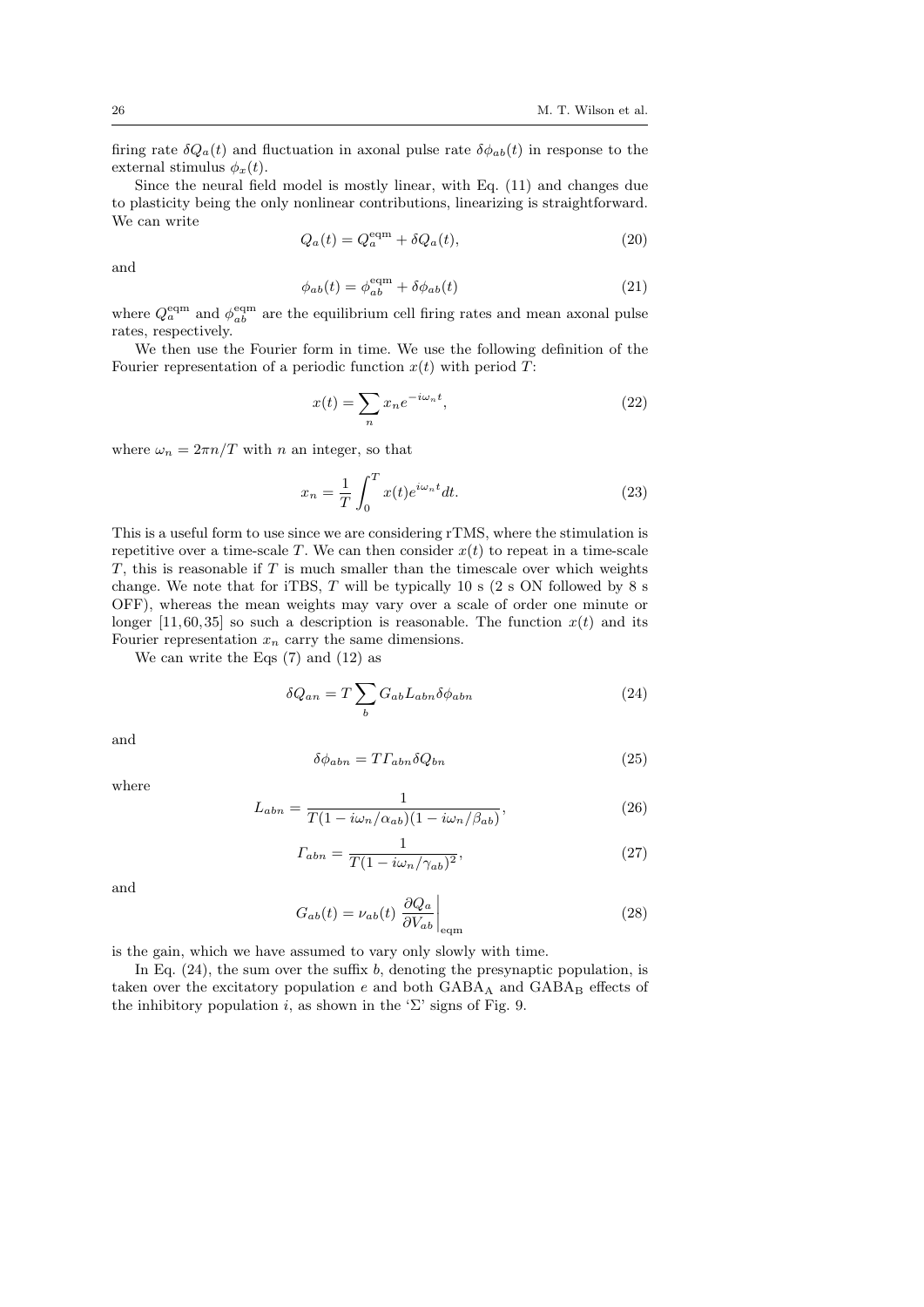firing rate $\delta Q_a(t)$ and fluctuation in axonal pulse rate $\delta\phi_{ab}(t)$ in response to the external stimulus $\phi_x(t)$.

Since the neural field model is mostly linear, with Eq. (11) and changes due to plasticity being the only nonlinear contributions, linearizing is straightforward. We can write

$$Q_a(t) = Q_a^{\rm eqm} + \delta Q_a(t), \tag{20}$$

and

$$\phi_{ab}(t) = \phi_{ab}^{\rm eqm} + \delta\phi_{ab}(t) \tag{21}$$

where $Q_a^{\rm eqm}$ and $\phi_{ab}^{\rm eqm}$ are the equilibrium cell firing rates and mean axonal pulse rates, respectively.

We then use the Fourier form in time. We use the following definition of the Fourier representation of a periodic function $x(t)$ with period $T$:

$$x(t) = \sum_n x_n e^{-i\omega_n t}, \tag{22}$$

where $\omega_n = 2\pi n/T$ with $n$ an integer, so that

$$x_n = \frac{1}{T}\int_0^T x(t) e^{i\omega_n t} dt. \tag{23}$$

This is a useful form to use since we are considering rTMS, where the stimulation is repetitive over a time-scale $T$. We can then consider $x(t)$ to repeat in a time-scale $T$, this is reasonable if $T$ is much smaller than the timescale over which weights change. We note that for iTBS, $T$ will be typically 10 s (2 s ON followed by 8 s OFF), whereas the mean weights may vary over a scale of order one minute or longer [11,60,35] so such a description is reasonable. The function $x(t)$ and its Fourier representation $x_n$ carry the same dimensions.

We can write the Eqs (7) and (12) as

$$\delta Q_{an} = T\sum_b G_{ab} L_{abn} \delta\phi_{abn} \tag{24}$$

and

$$\delta\phi_{abn} = T\Gamma_{abn}\delta Q_{bn} \tag{25}$$

where

$$L_{abn} = \frac{1}{T(1 - i\omega_n/\alpha_{ab})(1 - i\omega_n/\beta_{ab})}, \tag{26}$$

$$\Gamma_{abn} = \frac{1}{T(1 - i\omega_n/\gamma_{ab})^2}, \tag{27}$$

and

$$G_{ab}(t) = \nu_{ab}(t) \left.\frac{\partial Q_a}{\partial V_{ab}}\right|_{\rm eqm} \tag{28}$$

is the gain, which we have assumed to vary only slowly with time.

In Eq. (24), the sum over the suffix $b$, denoting the presynaptic population, is taken over the excitatory population $e$ and both $\mathrm{GABA_A}$ and $\mathrm{GABA_B}$ effects of the inhibitory population $i$, as shown in the 'Σ' signs of Fig. 9.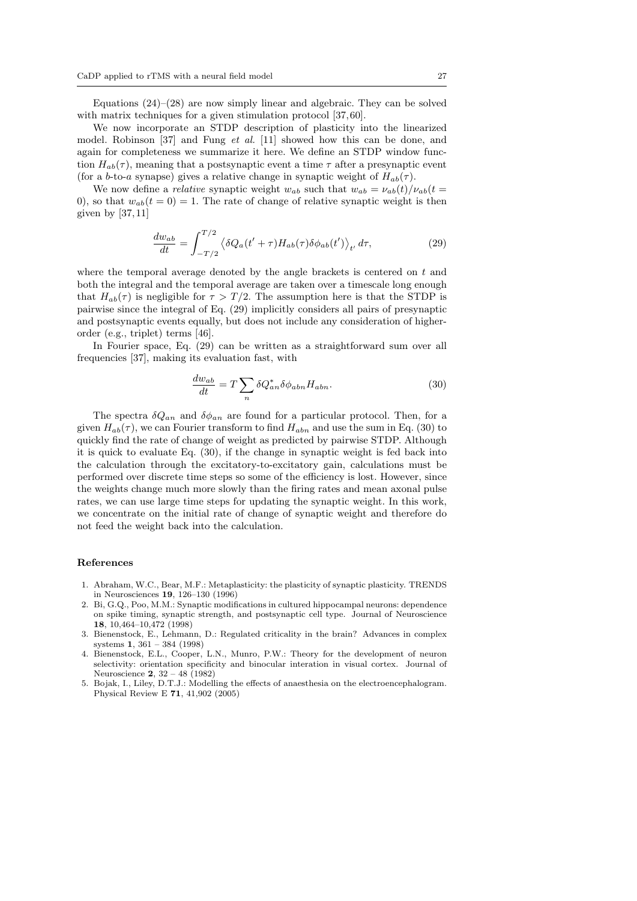Equations (24)–(28) are now simply linear and algebraic. They can be solved with matrix techniques for a given stimulation protocol [37,60].

We now incorporate an STDP description of plasticity into the linearized model. Robinson [37] and Fung *et al.* [11] showed how this can be done, and again for completeness we summarize it here. We define an STDP window function $H_{ab}(\tau)$, meaning that a postsynaptic event a time $\tau$ after a presynaptic event (for a $b$-to-$a$ synapse) gives a relative change in synaptic weight of $H_{ab}(\tau)$.

We now define a *relative* synaptic weight $w_{ab}$ such that $w_{ab} = \nu_{ab}(t)/\nu_{ab}(t = 0)$, so that $w_{ab}(t = 0) = 1$. The rate of change of relative synaptic weight is then given by [37,11]

$$\frac{dw_{ab}}{dt} = \int_{-T/2}^{T/2} \left\langle \delta Q_a(t' + \tau) H_{ab}(\tau) \delta\phi_{ab}(t') \right\rangle_{t'} d\tau, \tag{29}$$

where the temporal average denoted by the angle brackets is centered on $t$ and both the integral and the temporal average are taken over a timescale long enough that $H_{ab}(\tau)$ is negligible for $\tau > T/2$. The assumption here is that the STDP is pairwise since the integral of Eq. (29) implicitly considers all pairs of presynaptic and postsynaptic events equally, but does not include any consideration of higher-order (e.g., triplet) terms [46].

In Fourier space, Eq. (29) can be written as a straightforward sum over all frequencies [37], making its evaluation fast, with

$$\frac{dw_{ab}}{dt} = T \sum_n \delta Q^*_{an} \delta\phi_{abn} H_{abn}. \tag{30}$$

The spectra $\delta Q_{an}$ and $\delta\phi_{an}$ are found for a particular protocol. Then, for a given $H_{ab}(\tau)$, we can Fourier transform to find $H_{abn}$ and use the sum in Eq. (30) to quickly find the rate of change of weight as predicted by pairwise STDP. Although it is quick to evaluate Eq. (30), if the change in synaptic weight is fed back into the calculation through the excitatory-to-excitatory gain, calculations must be performed over discrete time steps so some of the efficiency is lost. However, since the weights change much more slowly than the firing rates and mean axonal pulse rates, we can use large time steps for updating the synaptic weight. In this work, we concentrate on the initial rate of change of synaptic weight and therefore do not feed the weight back into the calculation.

## References

1. Abraham, W.C., Bear, M.F.: Metaplasticity: the plasticity of synaptic plasticity. TRENDS in Neurosciences **19**, 126–130 (1996)
2. Bi, G.Q., Poo, M.M.: Synaptic modifications in cultured hippocampal neurons: dependence on spike timing, synaptic strength, and postsynaptic cell type. Journal of Neuroscience **18**, 10,464–10,472 (1998)
3. Bienenstock, E., Lehmann, D.: Regulated criticality in the brain? Advances in complex systems **1**, 361 – 384 (1998)
4. Bienenstock, E.L., Cooper, L.N., Munro, P.W.: Theory for the development of neuron selectivity: orientation specificity and binocular interation in visual cortex. Journal of Neuroscience **2**, 32 – 48 (1982)
5. Bojak, I., Liley, D.T.J.: Modelling the effects of anaesthesia on the electroencephalogram. Physical Review E **71**, 41,902 (2005)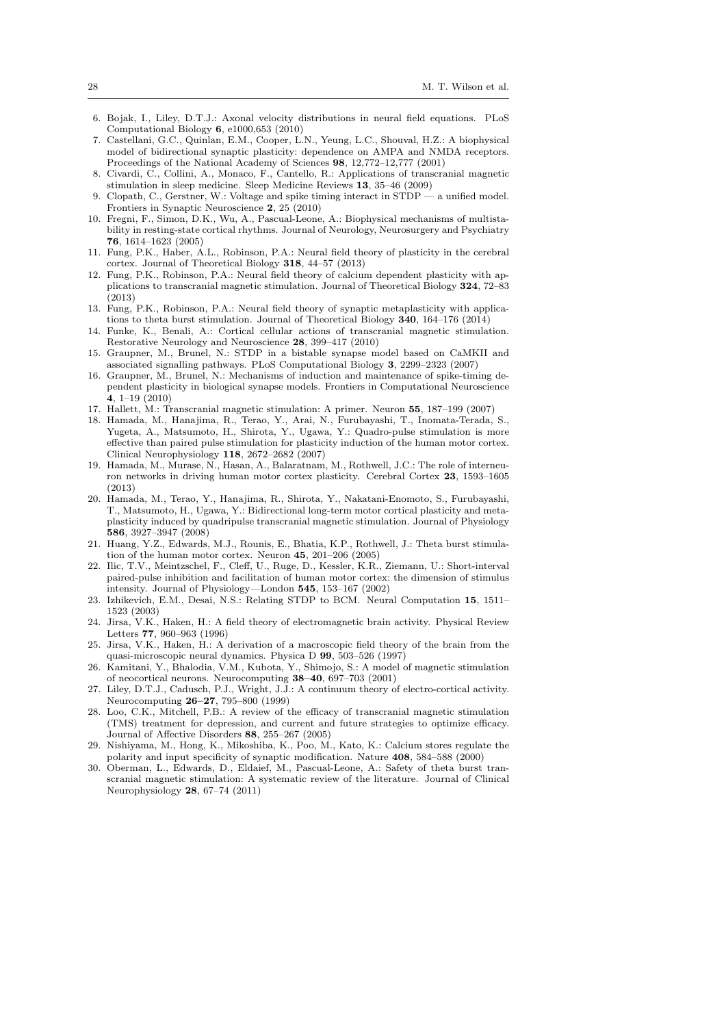6. Bojak, I., Liley, D.T.J.: Axonal velocity distributions in neural field equations. PLoS Computational Biology **6**, e1000,653 (2010)
7. Castellani, G.C., Quinlan, E.M., Cooper, L.N., Yeung, L.C., Shouval, H.Z.: A biophysical model of bidirectional synaptic plasticity: dependence on AMPA and NMDA receptors. Proceedings of the National Academy of Sciences **98**, 12,772–12,777 (2001)
8. Civardi, C., Collini, A., Monaco, F., Cantello, R.: Applications of transcranial magnetic stimulation in sleep medicine. Sleep Medicine Reviews **13**, 35–46 (2009)
9. Clopath, C., Gerstner, W.: Voltage and spike timing interact in STDP — a unified model. Frontiers in Synaptic Neuroscience **2**, 25 (2010)
10. Fregni, F., Simon, D.K., Wu, A., Pascual-Leone, A.: Biophysical mechanisms of multistability in resting-state cortical rhythms. Journal of Neurology, Neurosurgery and Psychiatry **76**, 1614–1623 (2005)
11. Fung, P.K., Haber, A.L., Robinson, P.A.: Neural field theory of plasticity in the cerebral cortex. Journal of Theoretical Biology **318**, 44–57 (2013)
12. Fung, P.K., Robinson, P.A.: Neural field theory of calcium dependent plasticity with applications to transcranial magnetic stimulation. Journal of Theoretical Biology **324**, 72–83 (2013)
13. Fung, P.K., Robinson, P.A.: Neural field theory of synaptic metaplasticity with applications to theta burst stimulation. Journal of Theoretical Biology **340**, 164–176 (2014)
14. Funke, K., Benali, A.: Cortical cellular actions of transcranial magnetic stimulation. Restorative Neurology and Neuroscience **28**, 399–417 (2010)
15. Graupner, M., Brunel, N.: STDP in a bistable synapse model based on CaMKII and associated signalling pathways. PLoS Computational Biology **3**, 2299–2323 (2007)
16. Graupner, M., Brunel, N.: Mechanisms of induction and maintenance of spike-timing dependent plasticity in biological synapse models. Frontiers in Computational Neuroscience **4**, 1–19 (2010)
17. Hallett, M.: Transcranial magnetic stimulation: A primer. Neuron **55**, 187–199 (2007)
18. Hamada, M., Hanajima, R., Terao, Y., Arai, N., Furubayashi, T., Inomata-Terada, S., Yugeta, A., Matsumoto, H., Shirota, Y., Ugawa, Y.: Quadro-pulse stimulation is more effective than paired pulse stimulation for plasticity induction of the human motor cortex. Clinical Neurophysiology **118**, 2672–2682 (2007)
19. Hamada, M., Murase, N., Hasan, A., Balaratnam, M., Rothwell, J.C.: The role of interneuron networks in driving human motor cortex plasticity. Cerebral Cortex **23**, 1593–1605 (2013)
20. Hamada, M., Terao, Y., Hanajima, R., Shirota, Y., Nakatani-Enomoto, S., Furubayashi, T., Matsumoto, H., Ugawa, Y.: Bidirectional long-term motor cortical plasticity and metaplasticity induced by quadripulse transcranial magnetic stimulation. Journal of Physiology **586**, 3927–3947 (2008)
21. Huang, Y.Z., Edwards, M.J., Rounis, E., Bhatia, K.P., Rothwell, J.: Theta burst stimulation of the human motor cortex. Neuron **45**, 201–206 (2005)
22. Ilic, T.V., Meintzschel, F., Cleff, U., Ruge, D., Kessler, K.R., Ziemann, U.: Short-interval paired-pulse inhibition and facilitation of human motor cortex: the dimension of stimulus intensity. Journal of Physiology—London **545**, 153–167 (2002)
23. Izhikevich, E.M., Desai, N.S.: Relating STDP to BCM. Neural Computation **15**, 1511–1523 (2003)
24. Jirsa, V.K., Haken, H.: A field theory of electromagnetic brain activity. Physical Review Letters **77**, 960–963 (1996)
25. Jirsa, V.K., Haken, H.: A derivation of a macroscopic field theory of the brain from the quasi-microscopic neural dynamics. Physica D **99**, 503–526 (1997)
26. Kamitani, Y., Bhalodia, V.M., Kubota, Y., Shimojo, S.: A model of magnetic stimulation of neocortical neurons. Neurocomputing **38–40**, 697–703 (2001)
27. Liley, D.T.J., Cadusch, P.J., Wright, J.J.: A continuum theory of electro-cortical activity. Neurocomputing **26–27**, 795–800 (1999)
28. Loo, C.K., Mitchell, P.B.: A review of the efficacy of transcranial magnetic stimulation (TMS) treatment for depression, and current and future strategies to optimize efficacy. Journal of Affective Disorders **88**, 255–267 (2005)
29. Nishiyama, M., Hong, K., Mikoshiba, K., Poo, M., Kato, K.: Calcium stores regulate the polarity and input specificity of synaptic modification. Nature **408**, 584–588 (2000)
30. Oberman, L., Edwards, D., Eldaief, M., Pascual-Leone, A.: Safety of theta burst transcranial magnetic stimulation: A systematic review of the literature. Journal of Clinical Neurophysiology **28**, 67–74 (2011)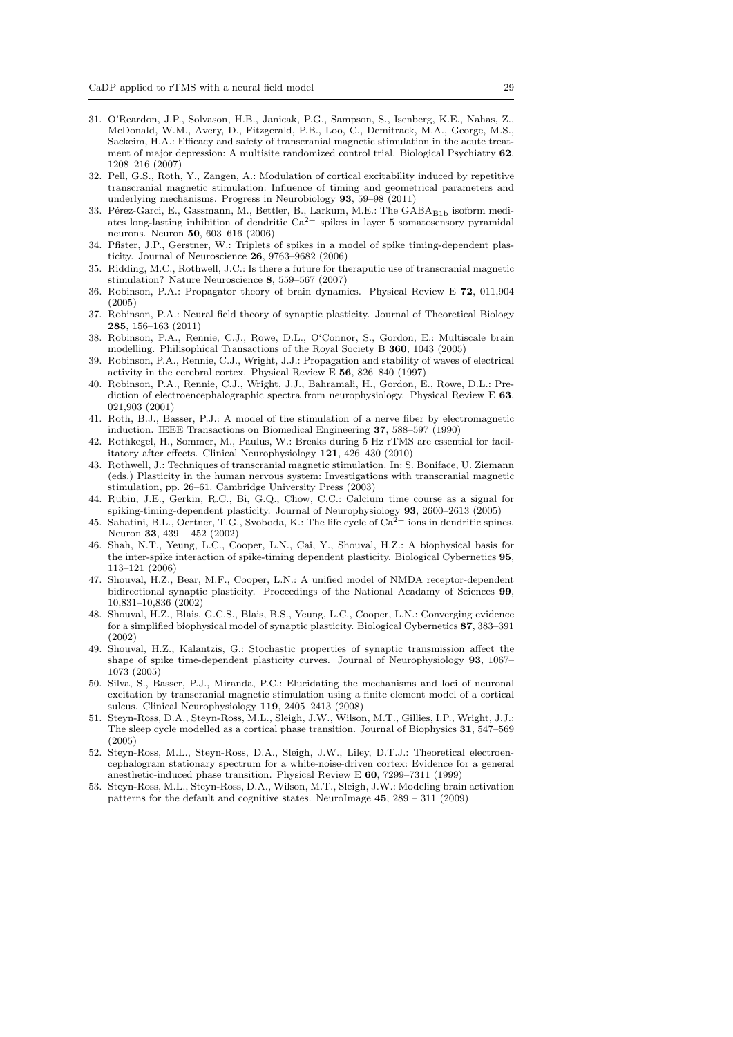31. O'Reardon, J.P., Solvason, H.B., Janicak, P.G., Sampson, S., Isenberg, K.E., Nahas, Z., McDonald, W.M., Avery, D., Fitzgerald, P.B., Loo, C., Demitrack, M.A., George, M.S., Sackeim, H.A.: Efficacy and safety of transcranial magnetic stimulation in the acute treatment of major depression: A multisite randomized control trial. Biological Psychiatry **62**, 1208–216 (2007)
32. Pell, G.S., Roth, Y., Zangen, A.: Modulation of cortical excitability induced by repetitive transcranial magnetic stimulation: Influence of timing and geometrical parameters and underlying mechanisms. Progress in Neurobiology **93**, 59–98 (2011)
33. Pérez-Garci, E., Gassmann, M., Bettler, B., Larkum, M.E.: The $GABA_{B1b}$ isoform mediates long-lasting inhibition of dendritic $Ca^{2+}$ spikes in layer 5 somatosensory pyramidal neurons. Neuron **50**, 603–616 (2006)
34. Pfister, J.P., Gerstner, W.: Triplets of spikes in a model of spike timing-dependent plasticity. Journal of Neuroscience **26**, 9763–9682 (2006)
35. Ridding, M.C., Rothwell, J.C.: Is there a future for theraputic use of transcranial magnetic stimulation? Nature Neuroscience **8**, 559–567 (2007)
36. Robinson, P.A.: Propagator theory of brain dynamics. Physical Review E **72**, 011,904 (2005)
37. Robinson, P.A.: Neural field theory of synaptic plasticity. Journal of Theoretical Biology **285**, 156–163 (2011)
38. Robinson, P.A., Rennie, C.J., Rowe, D.L., O'Connor, S., Gordon, E.: Multiscale brain modelling. Philisophical Transactions of the Royal Society B **360**, 1043 (2005)
39. Robinson, P.A., Rennie, C.J., Wright, J.J.: Propagation and stability of waves of electrical activity in the cerebral cortex. Physical Review E **56**, 826–840 (1997)
40. Robinson, P.A., Rennie, C.J., Wright, J.J., Bahramali, H., Gordon, E., Rowe, D.L.: Prediction of electroencephalographic spectra from neurophysiology. Physical Review E **63**, 021,903 (2001)
41. Roth, B.J., Basser, P.J.: A model of the stimulation of a nerve fiber by electromagnetic induction. IEEE Transactions on Biomedical Engineering **37**, 588–597 (1990)
42. Rothkegel, H., Sommer, M., Paulus, W.: Breaks during 5 Hz rTMS are essential for facilitatory after effects. Clinical Neurophysiology **121**, 426–430 (2010)
43. Rothwell, J.: Techniques of transcranial magnetic stimulation. In: S. Boniface, U. Ziemann (eds.) Plasticity in the human nervous system: Investigations with transcranial magnetic stimulation, pp. 26–61. Cambridge University Press (2003)
44. Rubin, J.E., Gerkin, R.C., Bi, G.Q., Chow, C.C.: Calcium time course as a signal for spiking-timing-dependent plasticity. Journal of Neurophysiology **93**, 2600–2613 (2005)
45. Sabatini, B.L., Oertner, T.G., Svoboda, K.: The life cycle of $Ca^{2+}$ ions in dendritic spines. Neuron **33**, 439 – 452 (2002)
46. Shah, N.T., Yeung, L.C., Cooper, L.N., Cai, Y., Shouval, H.Z.: A biophysical basis for the inter-spike interaction of spike-timing dependent plasticity. Biological Cybernetics **95**, 113–121 (2006)
47. Shouval, H.Z., Bear, M.F., Cooper, L.N.: A unified model of NMDA receptor-dependent bidirectional synaptic plasticity. Proceedings of the National Acadamy of Sciences **99**, 10,831–10,836 (2002)
48. Shouval, H.Z., Blais, G.C.S., Blais, B.S., Yeung, L.C., Cooper, L.N.: Converging evidence for a simplified biophysical model of synaptic plasticity. Biological Cybernetics **87**, 383–391 (2002)
49. Shouval, H.Z., Kalantzis, G.: Stochastic properties of synaptic transmission affect the shape of spike time-dependent plasticity curves. Journal of Neurophysiology **93**, 1067–1073 (2005)
50. Silva, S., Basser, P.J., Miranda, P.C.: Elucidating the mechanisms and loci of neuronal excitation by transcranial magnetic stimulation using a finite element model of a cortical sulcus. Clinical Neurophysiology **119**, 2405–2413 (2008)
51. Steyn-Ross, D.A., Steyn-Ross, M.L., Sleigh, J.W., Wilson, M.T., Gillies, I.P., Wright, J.J.: The sleep cycle modelled as a cortical phase transition. Journal of Biophysics **31**, 547–569 (2005)
52. Steyn-Ross, M.L., Steyn-Ross, D.A., Sleigh, J.W., Liley, D.T.J.: Theoretical electroencephalogram stationary spectrum for a white-noise-driven cortex: Evidence for a general anesthetic-induced phase transition. Physical Review E **60**, 7299–7311 (1999)
53. Steyn-Ross, M.L., Steyn-Ross, D.A., Wilson, M.T., Sleigh, J.W.: Modeling brain activation patterns for the default and cognitive states. NeuroImage **45**, 289 – 311 (2009)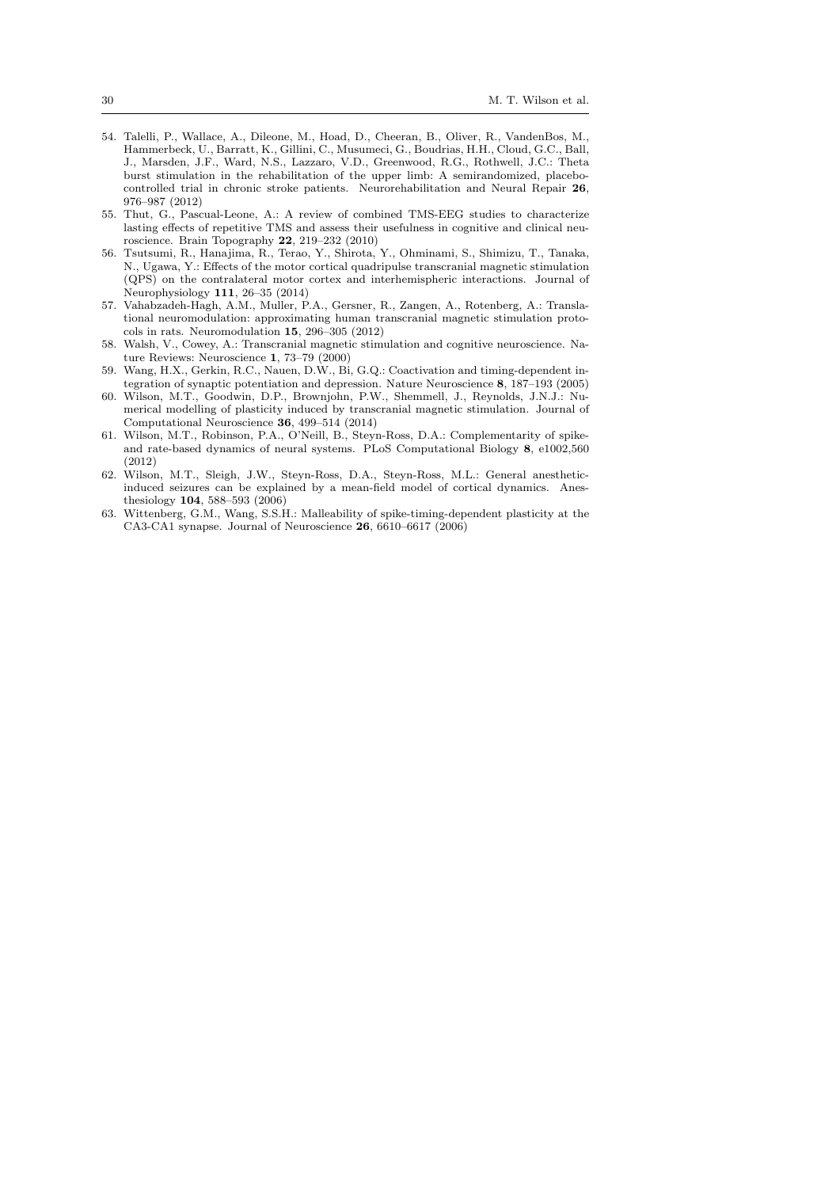54. Talelli, P., Wallace, A., Dileone, M., Hoad, D., Cheeran, B., Oliver, R., VandenBos, M., Hammerbeck, U., Barratt, K., Gillini, C., Musumeci, G., Boudrias, H.H., Cloud, G.C., Ball, J., Marsden, J.F., Ward, N.S., Lazzaro, V.D., Greenwood, R.G., Rothwell, J.C.: Theta burst stimulation in the rehabilitation of the upper limb: A semirandomized, placebo-controlled trial in chronic stroke patients. Neurorehabilitation and Neural Repair **26**, 976–987 (2012)
55. Thut, G., Pascual-Leone, A.: A review of combined TMS-EEG studies to characterize lasting effects of repetitive TMS and assess their usefulness in cognitive and clinical neuroscience. Brain Topography **22**, 219–232 (2010)
56. Tsutsumi, R., Hanajima, R., Terao, Y., Shirota, Y., Ohminami, S., Shimizu, T., Tanaka, N., Ugawa, Y.: Effects of the motor cortical quadripulse transcranial magnetic stimulation (QPS) on the contralateral motor cortex and interhemispheric interactions. Journal of Neurophysiology **111**, 26–35 (2014)
57. Vahabzadeh-Hagh, A.M., Muller, P.A., Gersner, R., Zangen, A., Rotenberg, A.: Translational neuromodulation: approximating human transcranial magnetic stimulation protocols in rats. Neuromodulation **15**, 296–305 (2012)
58. Walsh, V., Cowey, A.: Transcranial magnetic stimulation and cognitive neuroscience. Nature Reviews: Neuroscience **1**, 73–79 (2000)
59. Wang, H.X., Gerkin, R.C., Nauen, D.W., Bi, G.Q.: Coactivation and timing-dependent integration of synaptic potentiation and depression. Nature Neuroscience **8**, 187–193 (2005)
60. Wilson, M.T., Goodwin, D.P., Brownjohn, P.W., Shemmell, J., Reynolds, J.N.J.: Numerical modelling of plasticity induced by transcranial magnetic stimulation. Journal of Computational Neuroscience **36**, 499–514 (2014)
61. Wilson, M.T., Robinson, P.A., O'Neill, B., Steyn-Ross, D.A.: Complementarity of spike- and rate-based dynamics of neural systems. PLoS Computational Biology **8**, e1002,560 (2012)
62. Wilson, M.T., Sleigh, J.W., Steyn-Ross, D.A., Steyn-Ross, M.L.: General anesthetic-induced seizures can be explained by a mean-field model of cortical dynamics. Anesthesiology **104**, 588–593 (2006)
63. Wittenberg, G.M., Wang, S.S.H.: Malleability of spike-timing-dependent plasticity at the CA3-CA1 synapse. Journal of Neuroscience **26**, 6610–6617 (2006)